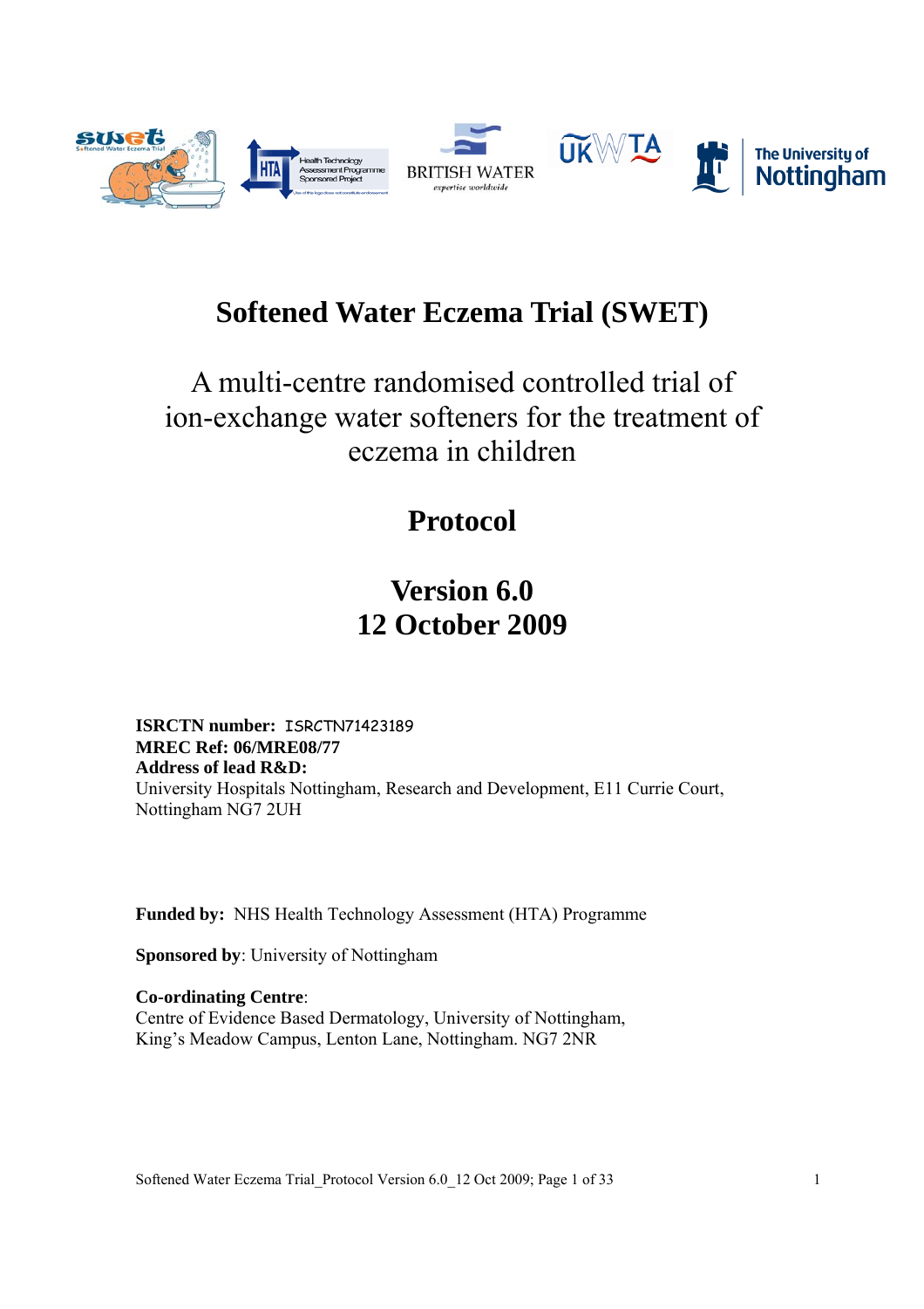# Softened Water Eczema Trial (SWET)

A multi-centre randomised controlled trial of ion-exchange water softeners for the treatment of eczema in children

## Protocol

## Version 6.0
## 12 October 2009

**ISRCTN number:** ISRCTN71423189
**MREC Ref: 06/MRE08/77**
**Address of lead R&D:**
University Hospitals Nottingham, Research and Development, E11 Currie Court, Nottingham NG7 2UH

**Funded by:** NHS Health Technology Assessment (HTA) Programme

**Sponsored by**: University of Nottingham

**Co-ordinating Centre**:
Centre of Evidence Based Dermatology, University of Nottingham, King's Meadow Campus, Lenton Lane, Nottingham. NG7 2NR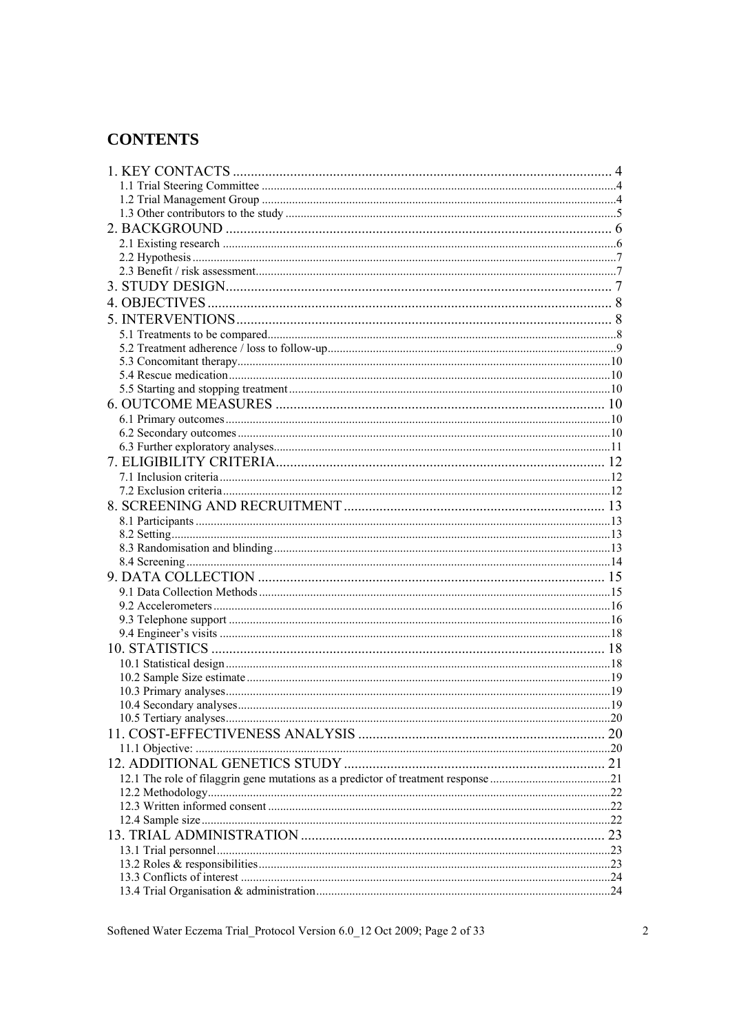# CONTENTS

1. KEY CONTACTS .......................................................................................... 4
   - 1.1 Trial Steering Committee ....................................................................4
   - 1.2 Trial Management Group ....................................................................4
   - 1.3 Other contributors to the study ............................................................5
2. BACKGROUND .......................................................................................... 6
   - 2.1 Existing research ................................................................................6
   - 2.2 Hypothesis ..........................................................................................7
   - 2.3 Benefit / risk assessment......................................................................7
3. STUDY DESIGN.......................................................................................... 7
4. OBJECTIVES ............................................................................................... 8
5. INTERVENTIONS........................................................................................ 8
   - 5.1 Treatments to be compared..................................................................8
   - 5.2 Treatment adherence / loss to follow-up...............................................9
   - 5.3 Concomitant therapy..........................................................................10
   - 5.4 Rescue medication.............................................................................10
   - 5.5 Starting and stopping treatment..........................................................10
6. OUTCOME MEASURES ........................................................................... 10
   - 6.1 Primary outcomes..............................................................................10
   - 6.2 Secondary outcomes..........................................................................10
   - 6.3 Further exploratory analyses...............................................................11
7. ELIGIBILITY CRITERIA........................................................................... 12
   - 7.1 Inclusion criteria.................................................................................12
   - 7.2 Exclusion criteria................................................................................12
8. SCREENING AND RECRUITMENT ......................................................... 13
   - 8.1 Participants .........................................................................................13
   - 8.2 Setting................................................................................................13
   - 8.3 Randomisation and blinding...............................................................13
   - 8.4 Screening ...........................................................................................14
9. DATA COLLECTION ................................................................................ 15
   - 9.1 Data Collection Methods ....................................................................15
   - 9.2 Accelerometers ..................................................................................16
   - 9.3 Telephone support .............................................................................16
   - 9.4 Engineer's visits .................................................................................18
10. STATISTICS ............................................................................................. 18
    - 10.1 Statistical design...............................................................................18
    - 10.2 Sample Size estimate ........................................................................19
    - 10.3 Primary analyses...............................................................................19
    - 10.4 Secondary analyses...........................................................................19
    - 10.5 Tertiary analyses...............................................................................20
11. COST-EFFECTIVENESS ANALYSIS ..................................................... 20
    - 11.1 Objective: .........................................................................................20
12. ADDITIONAL GENETICS STUDY ......................................................... 21
    - 12.1 The role of filaggrin gene mutations as a predictor of treatment response ........................................21
    - 12.2 Methodology.....................................................................................22
    - 12.3 Written informed consent .................................................................22
    - 12.4 Sample size.......................................................................................22
13. TRIAL ADMINISTRATION ..................................................................... 23
    - 13.1 Trial personnel..................................................................................23
    - 13.2 Roles & responsibilities....................................................................23
    - 13.3 Conflicts of interest ..........................................................................24
    - 13.4 Trial Organisation & administration.................................................24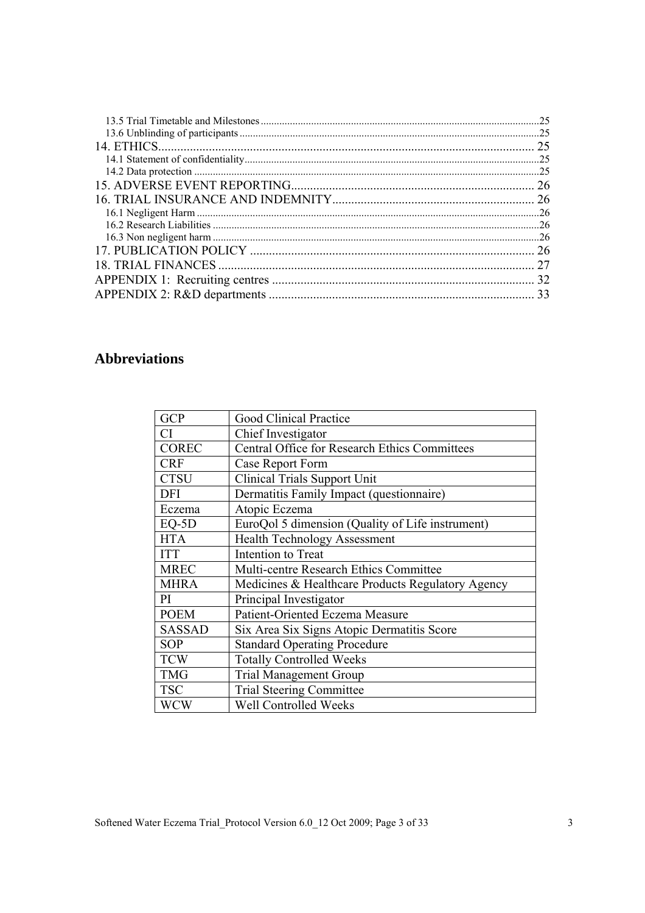13.5 Trial Timetable and Milestones ........................................................................................................25
13.6 Unblinding of participants ................................................................................................................25
14. ETHICS....................................................................................................................... 25
14.1 Statement of confidentiality..............................................................................................................25
14.2 Data protection ..................................................................................................................................25
15. ADVERSE EVENT REPORTING............................................................................ 26
16. TRIAL INSURANCE AND INDEMNITY................................................................ 26
16.1 Negligent Harm ................................................................................................................................26
16.2 Research Liabilities ..........................................................................................................................26
16.3 Non negligent harm ..........................................................................................................................26
17. PUBLICATION POLICY ......................................................................................... 26
18. TRIAL FINANCES ................................................................................................... 27
APPENDIX 1: Recruiting centres .................................................................................. 32
APPENDIX 2: R&D departments ................................................................................... 33

## Abbreviations

| | |
|---|---|
| GCP | Good Clinical Practice |
| CI | Chief Investigator |
| COREC | Central Office for Research Ethics Committees |
| CRF | Case Report Form |
| CTSU | Clinical Trials Support Unit |
| DFI | Dermatitis Family Impact (questionnaire) |
| Eczema | Atopic Eczema |
| EQ-5D | EuroQol 5 dimension (Quality of Life instrument) |
| HTA | Health Technology Assessment |
| ITT | Intention to Treat |
| MREC | Multi-centre Research Ethics Committee |
| MHRA | Medicines & Healthcare Products Regulatory Agency |
| PI | Principal Investigator |
| POEM | Patient-Oriented Eczema Measure |
| SASSAD | Six Area Six Signs Atopic Dermatitis Score |
| SOP | Standard Operating Procedure |
| TCW | Totally Controlled Weeks |
| TMG | Trial Management Group |
| TSC | Trial Steering Committee |
| WCW | Well Controlled Weeks |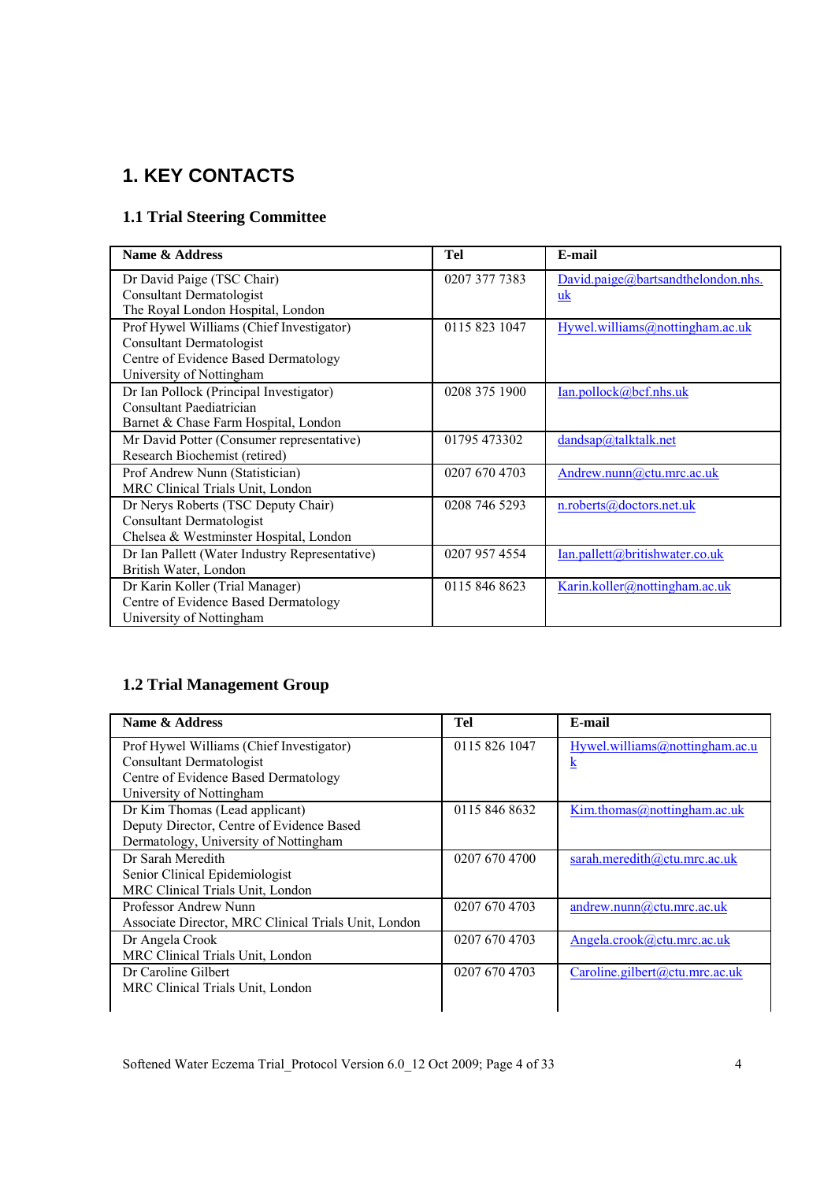## 1. KEY CONTACTS

### 1.1 Trial Steering Committee

| Name & Address | Tel | E-mail |
|---|---|---|
| Dr David Paige (TSC Chair)<br>Consultant Dermatologist<br>The Royal London Hospital, London | 0207 377 7383 | David.paige@bartsandthelondon.nhs.uk |
| Prof Hywel Williams (Chief Investigator)<br>Consultant Dermatologist<br>Centre of Evidence Based Dermatology<br>University of Nottingham | 0115 823 1047 | Hywel.williams@nottingham.ac.uk |
| Dr Ian Pollock (Principal Investigator)<br>Consultant Paediatrician<br>Barnet & Chase Farm Hospital, London | 0208 375 1900 | Ian.pollock@bcf.nhs.uk |
| Mr David Potter (Consumer representative)<br>Research Biochemist (retired) | 01795 473302 | dandsap@talktalk.net |
| Prof Andrew Nunn (Statistician)<br>MRC Clinical Trials Unit, London | 0207 670 4703 | Andrew.nunn@ctu.mrc.ac.uk |
| Dr Nerys Roberts (TSC Deputy Chair)<br>Consultant Dermatologist<br>Chelsea & Westminster Hospital, London | 0208 746 5293 | n.roberts@doctors.net.uk |
| Dr Ian Pallett (Water Industry Representative)<br>British Water, London | 0207 957 4554 | Ian.pallett@britishwater.co.uk |
| Dr Karin Koller (Trial Manager)<br>Centre of Evidence Based Dermatology<br>University of Nottingham | 0115 846 8623 | Karin.koller@nottingham.ac.uk |

### 1.2 Trial Management Group

| Name & Address | Tel | E-mail |
|---|---|---|
| Prof Hywel Williams (Chief Investigator)<br>Consultant Dermatologist<br>Centre of Evidence Based Dermatology<br>University of Nottingham | 0115 826 1047 | Hywel.williams@nottingham.ac.uk |
| Dr Kim Thomas (Lead applicant)<br>Deputy Director, Centre of Evidence Based Dermatology, University of Nottingham | 0115 846 8632 | Kim.thomas@nottingham.ac.uk |
| Dr Sarah Meredith<br>Senior Clinical Epidemiologist<br>MRC Clinical Trials Unit, London | 0207 670 4700 | sarah.meredith@ctu.mrc.ac.uk |
| Professor Andrew Nunn<br>Associate Director, MRC Clinical Trials Unit, London | 0207 670 4703 | andrew.nunn@ctu.mrc.ac.uk |
| Dr Angela Crook<br>MRC Clinical Trials Unit, London | 0207 670 4703 | Angela.crook@ctu.mrc.ac.uk |
| Dr Caroline Gilbert<br>MRC Clinical Trials Unit, London | 0207 670 4703 | Caroline.gilbert@ctu.mrc.ac.uk |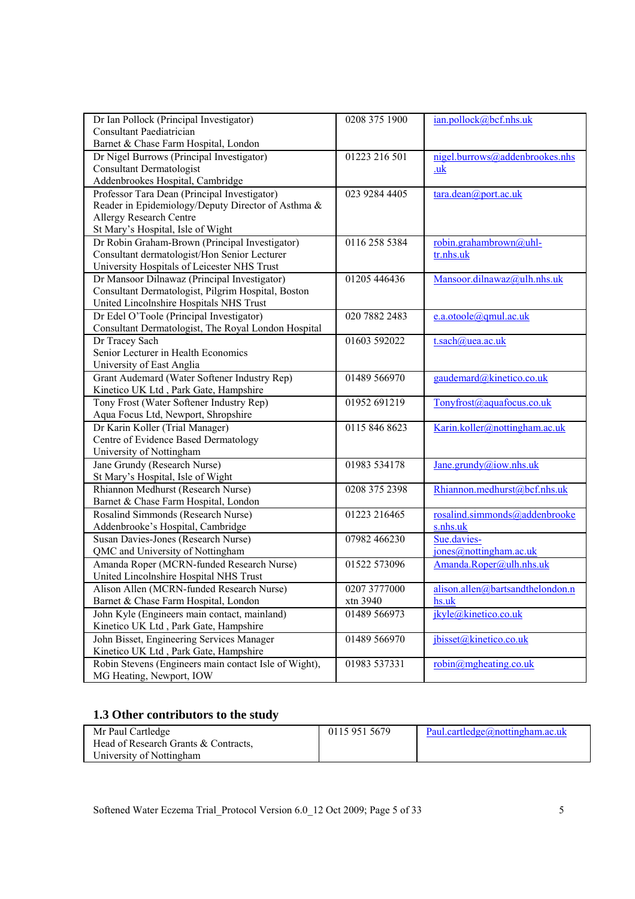| | | |
|---|---|---|
| Dr Ian Pollock (Principal Investigator)<br>Consultant Paediatrician<br>Barnet & Chase Farm Hospital, London | 0208 375 1900 | ian.pollock@bcf.nhs.uk |
| Dr Nigel Burrows (Principal Investigator)<br>Consultant Dermatologist<br>Addenbrookes Hospital, Cambridge | 01223 216 501 | nigel.burrows@addenbrookes.nhs.uk |
| Professor Tara Dean (Principal Investigator)<br>Reader in Epidemiology/Deputy Director of Asthma & Allergy Research Centre<br>St Mary's Hospital, Isle of Wight | 023 9284 4405 | tara.dean@port.ac.uk |
| Dr Robin Graham-Brown (Principal Investigator)<br>Consultant dermatologist/Hon Senior Lecturer<br>University Hospitals of Leicester NHS Trust | 0116 258 5384 | robin.grahambrown@uhl-tr.nhs.uk |
| Dr Mansoor Dilnawaz (Principal Investigator)<br>Consultant Dermatologist, Pilgrim Hospital, Boston<br>United Lincolnshire Hospitals NHS Trust | 01205 446436 | Mansoor.dilnawaz@ulh.nhs.uk |
| Dr Edel O'Toole (Principal Investigator)<br>Consultant Dermatologist, The Royal London Hospital | 020 7882 2483 | e.a.otoole@qmul.ac.uk |
| Dr Tracey Sach<br>Senior Lecturer in Health Economics<br>University of East Anglia | 01603 592022 | t.sach@uea.ac.uk |
| Grant Audemard (Water Softener Industry Rep)<br>Kinetico UK Ltd , Park Gate, Hampshire | 01489 566970 | gaudemard@kinetico.co.uk |
| Tony Frost (Water Softener Industry Rep)<br>Aqua Focus Ltd, Newport, Shropshire | 01952 691219 | Tonyfrost@aquafocus.co.uk |
| Dr Karin Koller (Trial Manager)<br>Centre of Evidence Based Dermatology<br>University of Nottingham | 0115 846 8623 | Karin.koller@nottingham.ac.uk |
| Jane Grundy (Research Nurse)<br>St Mary's Hospital, Isle of Wight | 01983 534178 | Jane.grundy@iow.nhs.uk |
| Rhiannon Medhurst (Research Nurse)<br>Barnet & Chase Farm Hospital, London | 0208 375 2398 | Rhiannon.medhurst@bcf.nhs.uk |
| Rosalind Simmonds (Research Nurse)<br>Addenbrooke's Hospital, Cambridge | 01223 216465 | rosalind.simmonds@addenbrookes.nhs.uk |
| Susan Davies-Jones (Research Nurse)<br>QMC and University of Nottingham | 07982 466230 | Sue.davies-jones@nottingham.ac.uk |
| Amanda Roper (MCRN-funded Research Nurse)<br>United Lincolnshire Hospital NHS Trust | 01522 573096 | Amanda.Roper@ulh.nhs.uk |
| Alison Allen (MCRN-funded Research Nurse)<br>Barnet & Chase Farm Hospital, London | 0207 3777000 xtn 3940 | alison.allen@bartsandthelondon.nhs.uk |
| John Kyle (Engineers main contact, mainland)<br>Kinetico UK Ltd , Park Gate, Hampshire | 01489 566973 | jkyle@kinetico.co.uk |
| John Bisset, Engineering Services Manager<br>Kinetico UK Ltd , Park Gate, Hampshire | 01489 566970 | jbisset@kinetico.co.uk |
| Robin Stevens (Engineers main contact Isle of Wight),<br>MG Heating, Newport, IOW | 01983 537331 | robin@mgheating.co.uk |

## 1.3 Other contributors to the study

| | | |
|---|---|---|
| Mr Paul Cartledge<br>Head of Research Grants & Contracts,<br>University of Nottingham | 0115 951 5679 | Paul.cartledge@nottingham.ac.uk |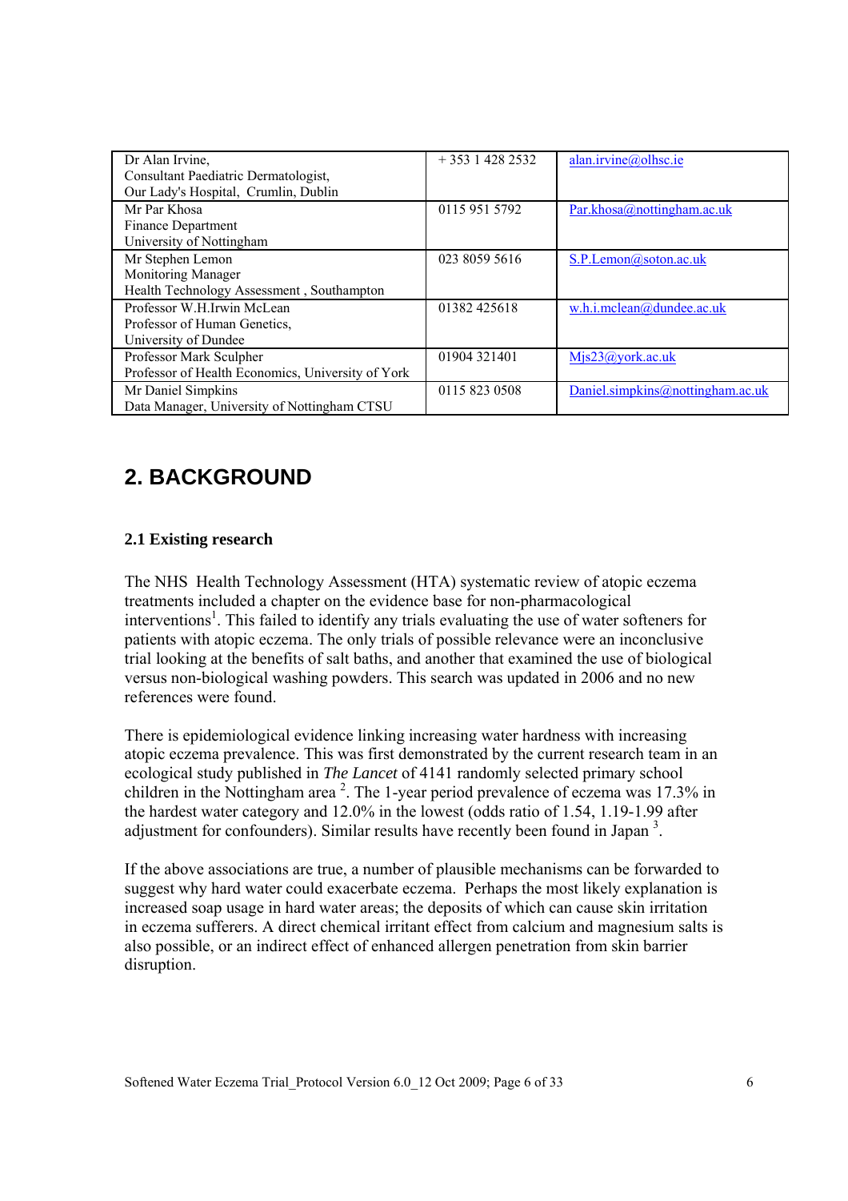| | | |
|---|---|---|
| Dr Alan Irvine,<br>Consultant Paediatric Dermatologist,<br>Our Lady's Hospital, Crumlin, Dublin | + 353 1 428 2532 | alan.irvine@olhsc.ie |
| Mr Par Khosa<br>Finance Department<br>University of Nottingham | 0115 951 5792 | Par.khosa@nottingham.ac.uk |
| Mr Stephen Lemon<br>Monitoring Manager<br>Health Technology Assessment , Southampton | 023 8059 5616 | S.P.Lemon@soton.ac.uk |
| Professor W.H.Irwin McLean<br>Professor of Human Genetics,<br>University of Dundee | 01382 425618 | w.h.i.mclean@dundee.ac.uk |
| Professor Mark Sculpher<br>Professor of Health Economics, University of York | 01904 321401 | Mjs23@york.ac.uk |
| Mr Daniel Simpkins<br>Data Manager, University of Nottingham CTSU | 0115 823 0508 | Daniel.simpkins@nottingham.ac.uk |

# 2. BACKGROUND

### 2.1 Existing research

The NHS Health Technology Assessment (HTA) systematic review of atopic eczema treatments included a chapter on the evidence base for non-pharmacological interventions[1]. This failed to identify any trials evaluating the use of water softeners for patients with atopic eczema. The only trials of possible relevance were an inconclusive trial looking at the benefits of salt baths, and another that examined the use of biological versus non-biological washing powders. This search was updated in 2006 and no new references were found.

There is epidemiological evidence linking increasing water hardness with increasing atopic eczema prevalence. This was first demonstrated by the current research team in an ecological study published in *The Lancet* of 4141 randomly selected primary school children in the Nottingham area [2]. The 1-year period prevalence of eczema was 17.3% in the hardest water category and 12.0% in the lowest (odds ratio of 1.54, 1.19-1.99 after adjustment for confounders). Similar results have recently been found in Japan [3].

If the above associations are true, a number of plausible mechanisms can be forwarded to suggest why hard water could exacerbate eczema. Perhaps the most likely explanation is increased soap usage in hard water areas; the deposits of which can cause skin irritation in eczema sufferers. A direct chemical irritant effect from calcium and magnesium salts is also possible, or an indirect effect of enhanced allergen penetration from skin barrier disruption.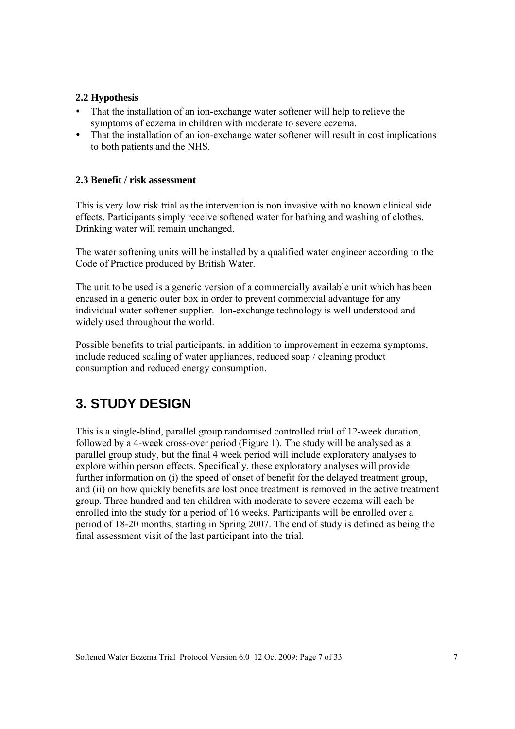### 2.2 Hypothesis

- That the installation of an ion-exchange water softener will help to relieve the symptoms of eczema in children with moderate to severe eczema.
- That the installation of an ion-exchange water softener will result in cost implications to both patients and the NHS.

### 2.3 Benefit / risk assessment

This is very low risk trial as the intervention is non invasive with no known clinical side effects. Participants simply receive softened water for bathing and washing of clothes. Drinking water will remain unchanged.

The water softening units will be installed by a qualified water engineer according to the Code of Practice produced by British Water.

The unit to be used is a generic version of a commercially available unit which has been encased in a generic outer box in order to prevent commercial advantage for any individual water softener supplier. Ion-exchange technology is well understood and widely used throughout the world.

Possible benefits to trial participants, in addition to improvement in eczema symptoms, include reduced scaling of water appliances, reduced soap / cleaning product consumption and reduced energy consumption.

# 3. STUDY DESIGN

This is a single-blind, parallel group randomised controlled trial of 12-week duration, followed by a 4-week cross-over period (Figure 1). The study will be analysed as a parallel group study, but the final 4 week period will include exploratory analyses to explore within person effects. Specifically, these exploratory analyses will provide further information on (i) the speed of onset of benefit for the delayed treatment group, and (ii) on how quickly benefits are lost once treatment is removed in the active treatment group. Three hundred and ten children with moderate to severe eczema will each be enrolled into the study for a period of 16 weeks. Participants will be enrolled over a period of 18-20 months, starting in Spring 2007. The end of study is defined as being the final assessment visit of the last participant into the trial.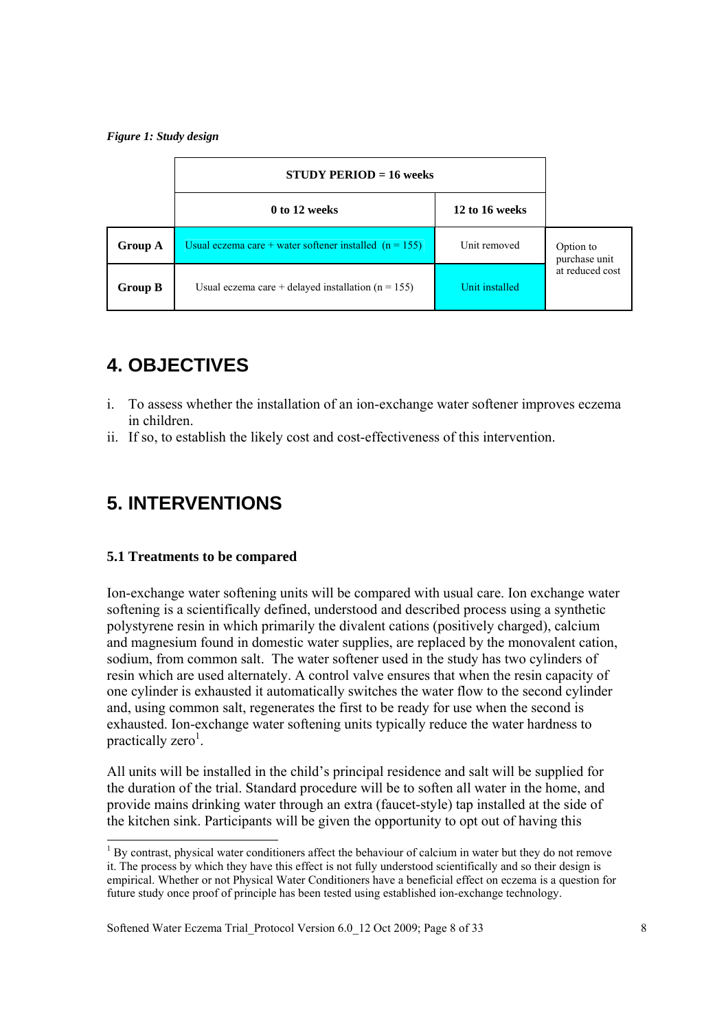*Figure 1: Study design*

| | STUDY PERIOD = 16 weeks | | |
|---|---|---|---|
| | **0 to 12 weeks** | **12 to 16 weeks** | |
| **Group A** | Usual eczema care + water softener installed (n = 155) | Unit removed | Option to purchase unit at reduced cost |
| **Group B** | Usual eczema care + delayed installation (n = 155) | Unit installed | |

## 4. OBJECTIVES

i. To assess whether the installation of an ion-exchange water softener improves eczema in children.
ii. If so, to establish the likely cost and cost-effectiveness of this intervention.

## 5. INTERVENTIONS

### 5.1 Treatments to be compared

Ion-exchange water softening units will be compared with usual care. Ion exchange water softening is a scientifically defined, understood and described process using a synthetic polystyrene resin in which primarily the divalent cations (positively charged), calcium and magnesium found in domestic water supplies, are replaced by the monovalent cation, sodium, from common salt. The water softener used in the study has two cylinders of resin which are used alternately. A control valve ensures that when the resin capacity of one cylinder is exhausted it automatically switches the water flow to the second cylinder and, using common salt, regenerates the first to be ready for use when the second is exhausted. Ion-exchange water softening units typically reduce the water hardness to practically zero[1].

All units will be installed in the child's principal residence and salt will be supplied for the duration of the trial. Standard procedure will be to soften all water in the home, and provide mains drinking water through an extra (faucet-style) tap installed at the side of the kitchen sink. Participants will be given the opportunity to opt out of having this

[1] By contrast, physical water conditioners affect the behaviour of calcium in water but they do not remove it. The process by which they have this effect is not fully understood scientifically and so their design is empirical. Whether or not Physical Water Conditioners have a beneficial effect on eczema is a question for future study once proof of principle has been tested using established ion-exchange technology.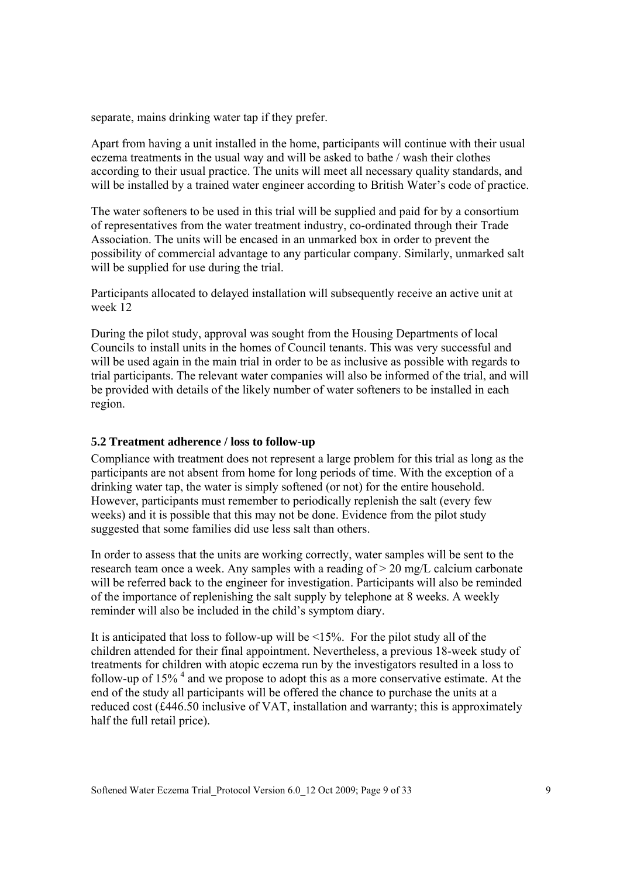separate, mains drinking water tap if they prefer.

Apart from having a unit installed in the home, participants will continue with their usual eczema treatments in the usual way and will be asked to bathe / wash their clothes according to their usual practice. The units will meet all necessary quality standards, and will be installed by a trained water engineer according to British Water's code of practice.

The water softeners to be used in this trial will be supplied and paid for by a consortium of representatives from the water treatment industry, co-ordinated through their Trade Association. The units will be encased in an unmarked box in order to prevent the possibility of commercial advantage to any particular company. Similarly, unmarked salt will be supplied for use during the trial.

Participants allocated to delayed installation will subsequently receive an active unit at week 12

During the pilot study, approval was sought from the Housing Departments of local Councils to install units in the homes of Council tenants. This was very successful and will be used again in the main trial in order to be as inclusive as possible with regards to trial participants. The relevant water companies will also be informed of the trial, and will be provided with details of the likely number of water softeners to be installed in each region.

### 5.2 Treatment adherence / loss to follow-up

Compliance with treatment does not represent a large problem for this trial as long as the participants are not absent from home for long periods of time. With the exception of a drinking water tap, the water is simply softened (or not) for the entire household. However, participants must remember to periodically replenish the salt (every few weeks) and it is possible that this may not be done. Evidence from the pilot study suggested that some families did use less salt than others.

In order to assess that the units are working correctly, water samples will be sent to the research team once a week. Any samples with a reading of > 20 mg/L calcium carbonate will be referred back to the engineer for investigation. Participants will also be reminded of the importance of replenishing the salt supply by telephone at 8 weeks. A weekly reminder will also be included in the child's symptom diary.

It is anticipated that loss to follow-up will be <15%. For the pilot study all of the children attended for their final appointment. Nevertheless, a previous 18-week study of treatments for children with atopic eczema run by the investigators resulted in a loss to follow-up of 15% [4] and we propose to adopt this as a more conservative estimate. At the end of the study all participants will be offered the chance to purchase the units at a reduced cost (£446.50 inclusive of VAT, installation and warranty; this is approximately half the full retail price).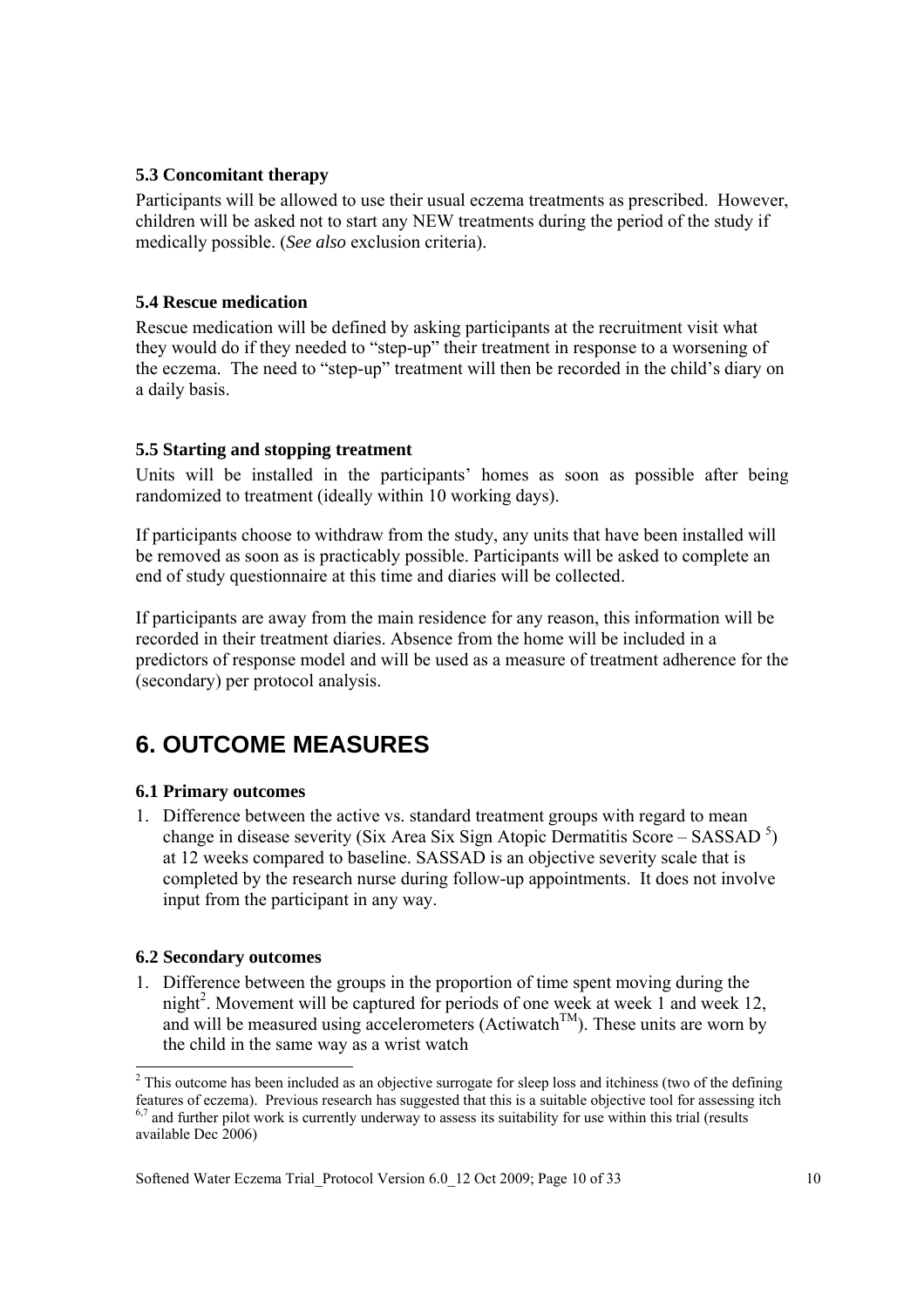### 5.3 Concomitant therapy

Participants will be allowed to use their usual eczema treatments as prescribed. However, children will be asked not to start any NEW treatments during the period of the study if medically possible. (*See also* exclusion criteria).

### 5.4 Rescue medication

Rescue medication will be defined by asking participants at the recruitment visit what they would do if they needed to "step-up" their treatment in response to a worsening of the eczema. The need to "step-up" treatment will then be recorded in the child's diary on a daily basis.

### 5.5 Starting and stopping treatment

Units will be installed in the participants' homes as soon as possible after being randomized to treatment (ideally within 10 working days).

If participants choose to withdraw from the study, any units that have been installed will be removed as soon as is practicably possible. Participants will be asked to complete an end of study questionnaire at this time and diaries will be collected.

If participants are away from the main residence for any reason, this information will be recorded in their treatment diaries. Absence from the home will be included in a predictors of response model and will be used as a measure of treatment adherence for the (secondary) per protocol analysis.

# 6. OUTCOME MEASURES

### 6.1 Primary outcomes

1. Difference between the active vs. standard treatment groups with regard to mean change in disease severity (Six Area Six Sign Atopic Dermatitis Score – SASSAD [5]) at 12 weeks compared to baseline. SASSAD is an objective severity scale that is completed by the research nurse during follow-up appointments. It does not involve input from the participant in any way.

### 6.2 Secondary outcomes

1. Difference between the groups in the proportion of time spent moving during the night[2]. Movement will be captured for periods of one week at week 1 and week 12, and will be measured using accelerometers (Actiwatch™). These units are worn by the child in the same way as a wrist watch

---

[2] This outcome has been included as an objective surrogate for sleep loss and itchiness (two of the defining features of eczema). Previous research has suggested that this is a suitable objective tool for assessing itch [6,7] and further pilot work is currently underway to assess its suitability for use within this trial (results available Dec 2006)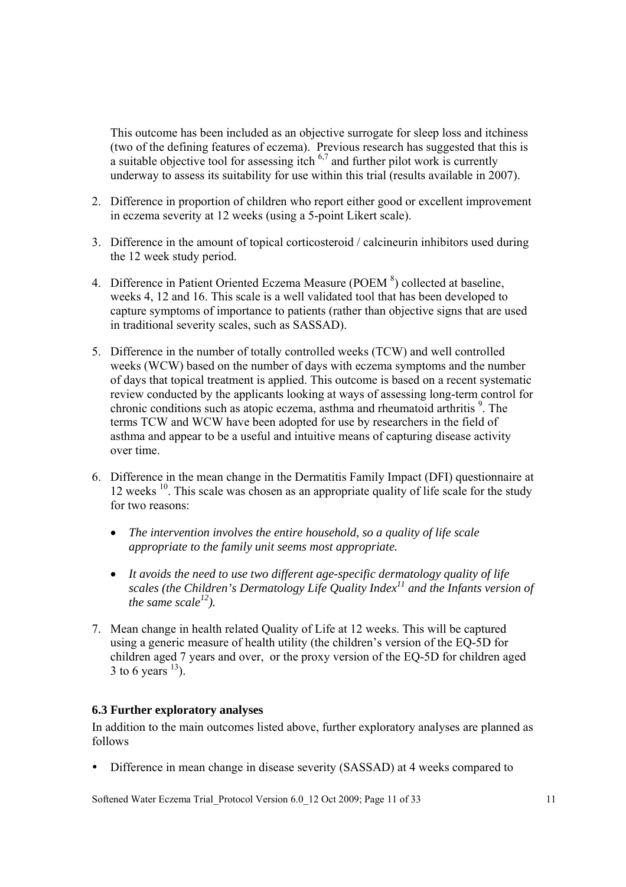This outcome has been included as an objective surrogate for sleep loss and itchiness (two of the defining features of eczema). Previous research has suggested that this is a suitable objective tool for assessing itch [6,7] and further pilot work is currently underway to assess its suitability for use within this trial (results available in 2007).

2. Difference in proportion of children who report either good or excellent improvement in eczema severity at 12 weeks (using a 5-point Likert scale).

3. Difference in the amount of topical corticosteroid / calcineurin inhibitors used during the 12 week study period.

4. Difference in Patient Oriented Eczema Measure (POEM [8]) collected at baseline, weeks 4, 12 and 16. This scale is a well validated tool that has been developed to capture symptoms of importance to patients (rather than objective signs that are used in traditional severity scales, such as SASSAD).

5. Difference in the number of totally controlled weeks (TCW) and well controlled weeks (WCW) based on the number of days with eczema symptoms and the number of days that topical treatment is applied. This outcome is based on a recent systematic review conducted by the applicants looking at ways of assessing long-term control for chronic conditions such as atopic eczema, asthma and rheumatoid arthritis [9]. The terms TCW and WCW have been adopted for use by researchers in the field of asthma and appear to be a useful and intuitive means of capturing disease activity over time.

6. Difference in the mean change in the Dermatitis Family Impact (DFI) questionnaire at 12 weeks [10]. This scale was chosen as an appropriate quality of life scale for the study for two reasons:

   - *The intervention involves the entire household, so a quality of life scale appropriate to the family unit seems most appropriate.*

   - *It avoids the need to use two different age-specific dermatology quality of life scales (the Children's Dermatology Life Quality Index[11] and the Infants version of the same scale[12]).*

7. Mean change in health related Quality of Life at 12 weeks. This will be captured using a generic measure of health utility (the children's version of the EQ-5D for children aged 7 years and over, or the proxy version of the EQ-5D for children aged 3 to 6 years [13]).

### 6.3 Further exploratory analyses

In addition to the main outcomes listed above, further exploratory analyses are planned as follows

- Difference in mean change in disease severity (SASSAD) at 4 weeks compared to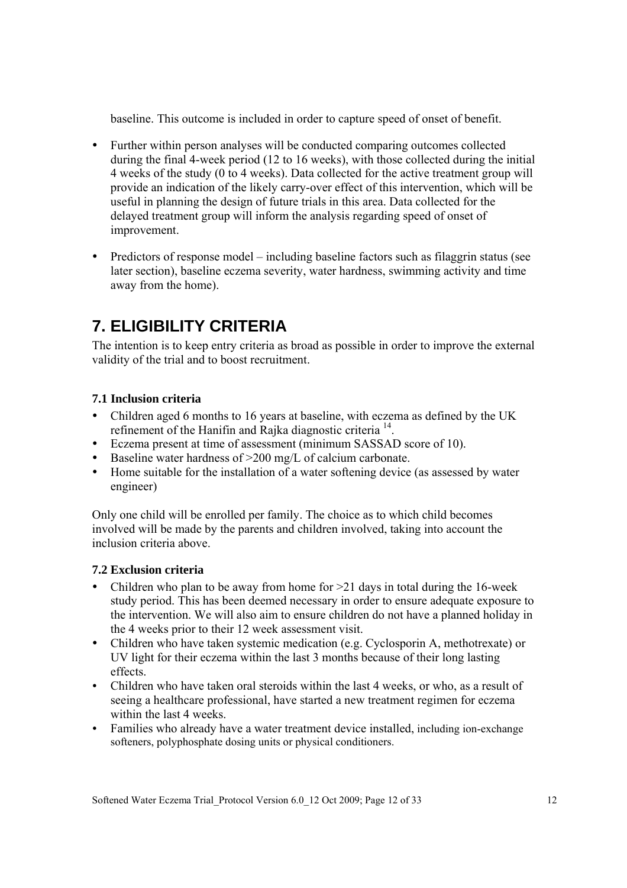baseline. This outcome is included in order to capture speed of onset of benefit.

- Further within person analyses will be conducted comparing outcomes collected during the final 4-week period (12 to 16 weeks), with those collected during the initial 4 weeks of the study (0 to 4 weeks). Data collected for the active treatment group will provide an indication of the likely carry-over effect of this intervention, which will be useful in planning the design of future trials in this area. Data collected for the delayed treatment group will inform the analysis regarding speed of onset of improvement.
- Predictors of response model – including baseline factors such as filaggrin status (see later section), baseline eczema severity, water hardness, swimming activity and time away from the home).

# 7. ELIGIBILITY CRITERIA

The intention is to keep entry criteria as broad as possible in order to improve the external validity of the trial and to boost recruitment.

### 7.1 Inclusion criteria

- Children aged 6 months to 16 years at baseline, with eczema as defined by the UK refinement of the Hanifin and Rajka diagnostic criteria [14].
- Eczema present at time of assessment (minimum SASSAD score of 10).
- Baseline water hardness of >200 mg/L of calcium carbonate.
- Home suitable for the installation of a water softening device (as assessed by water engineer)

Only one child will be enrolled per family. The choice as to which child becomes involved will be made by the parents and children involved, taking into account the inclusion criteria above.

### 7.2 Exclusion criteria

- Children who plan to be away from home for >21 days in total during the 16-week study period. This has been deemed necessary in order to ensure adequate exposure to the intervention. We will also aim to ensure children do not have a planned holiday in the 4 weeks prior to their 12 week assessment visit.
- Children who have taken systemic medication (e.g. Cyclosporin A, methotrexate) or UV light for their eczema within the last 3 months because of their long lasting effects.
- Children who have taken oral steroids within the last 4 weeks, or who, as a result of seeing a healthcare professional, have started a new treatment regimen for eczema within the last 4 weeks.
- Families who already have a water treatment device installed, including ion-exchange softeners, polyphosphate dosing units or physical conditioners.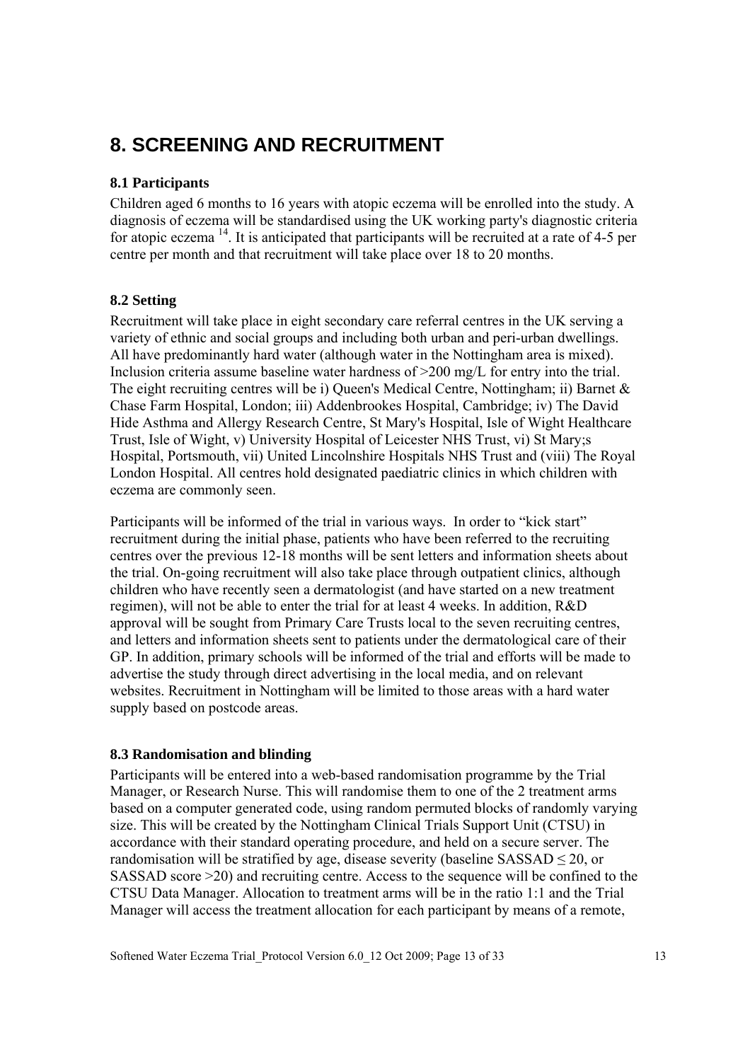# 8. SCREENING AND RECRUITMENT

### 8.1 Participants

Children aged 6 months to 16 years with atopic eczema will be enrolled into the study. A diagnosis of eczema will be standardised using the UK working party's diagnostic criteria for atopic eczema [14]. It is anticipated that participants will be recruited at a rate of 4-5 per centre per month and that recruitment will take place over 18 to 20 months.

### 8.2 Setting

Recruitment will take place in eight secondary care referral centres in the UK serving a variety of ethnic and social groups and including both urban and peri-urban dwellings. All have predominantly hard water (although water in the Nottingham area is mixed). Inclusion criteria assume baseline water hardness of >200 mg/L for entry into the trial. The eight recruiting centres will be i) Queen's Medical Centre, Nottingham; ii) Barnet & Chase Farm Hospital, London; iii) Addenbrookes Hospital, Cambridge; iv) The David Hide Asthma and Allergy Research Centre, St Mary's Hospital, Isle of Wight Healthcare Trust, Isle of Wight, v) University Hospital of Leicester NHS Trust, vi) St Mary;s Hospital, Portsmouth, vii) United Lincolnshire Hospitals NHS Trust and (viii) The Royal London Hospital. All centres hold designated paediatric clinics in which children with eczema are commonly seen.

Participants will be informed of the trial in various ways. In order to "kick start" recruitment during the initial phase, patients who have been referred to the recruiting centres over the previous 12-18 months will be sent letters and information sheets about the trial. On-going recruitment will also take place through outpatient clinics, although children who have recently seen a dermatologist (and have started on a new treatment regimen), will not be able to enter the trial for at least 4 weeks. In addition, R&D approval will be sought from Primary Care Trusts local to the seven recruiting centres, and letters and information sheets sent to patients under the dermatological care of their GP. In addition, primary schools will be informed of the trial and efforts will be made to advertise the study through direct advertising in the local media, and on relevant websites. Recruitment in Nottingham will be limited to those areas with a hard water supply based on postcode areas.

### 8.3 Randomisation and blinding

Participants will be entered into a web-based randomisation programme by the Trial Manager, or Research Nurse. This will randomise them to one of the 2 treatment arms based on a computer generated code, using random permuted blocks of randomly varying size. This will be created by the Nottingham Clinical Trials Support Unit (CTSU) in accordance with their standard operating procedure, and held on a secure server. The randomisation will be stratified by age, disease severity (baseline SASSAD $\leq 20$, or SASSAD score $>20$) and recruiting centre. Access to the sequence will be confined to the CTSU Data Manager. Allocation to treatment arms will be in the ratio 1:1 and the Trial Manager will access the treatment allocation for each participant by means of a remote,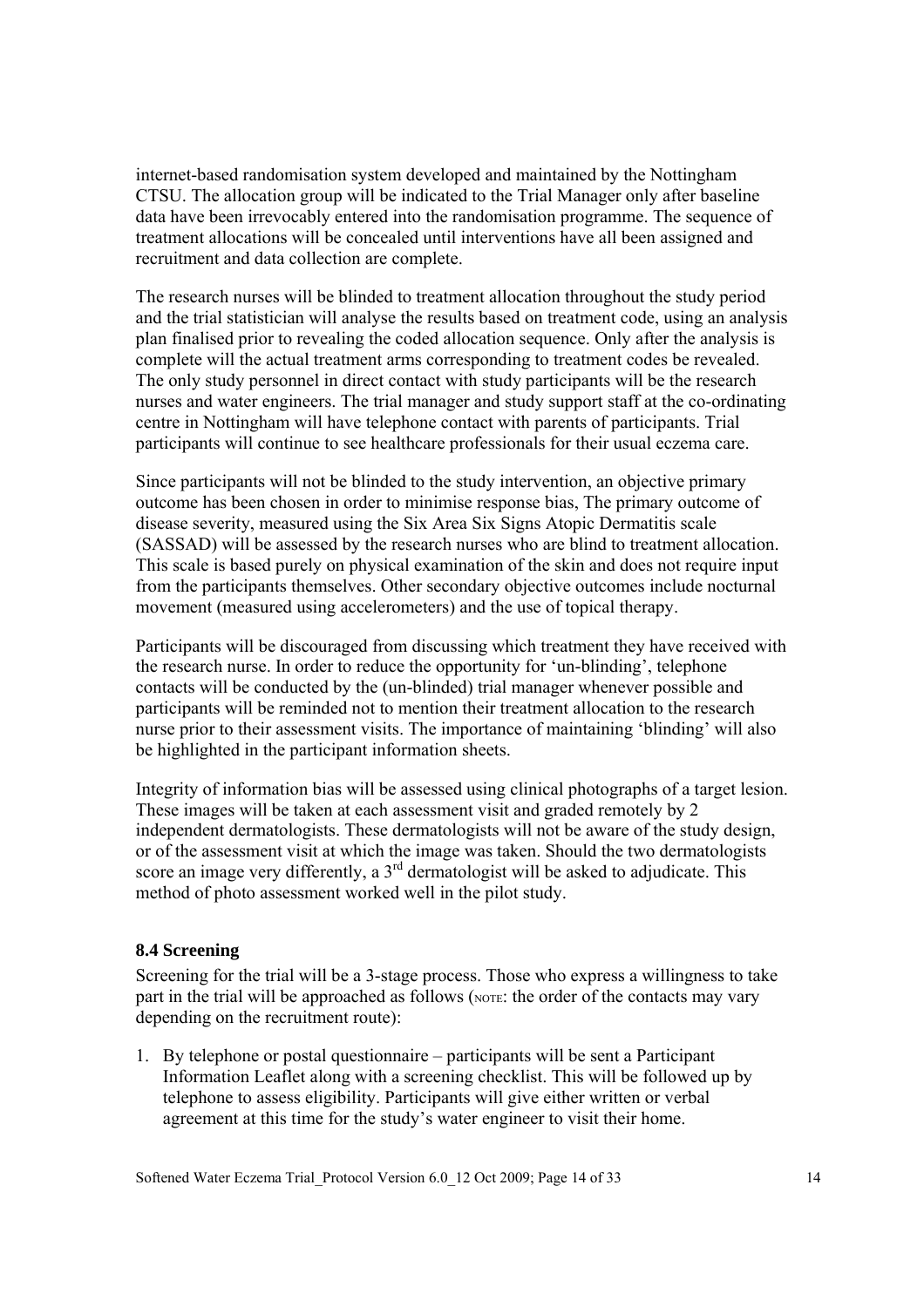internet-based randomisation system developed and maintained by the Nottingham CTSU. The allocation group will be indicated to the Trial Manager only after baseline data have been irrevocably entered into the randomisation programme. The sequence of treatment allocations will be concealed until interventions have all been assigned and recruitment and data collection are complete.

The research nurses will be blinded to treatment allocation throughout the study period and the trial statistician will analyse the results based on treatment code, using an analysis plan finalised prior to revealing the coded allocation sequence. Only after the analysis is complete will the actual treatment arms corresponding to treatment codes be revealed. The only study personnel in direct contact with study participants will be the research nurses and water engineers. The trial manager and study support staff at the co-ordinating centre in Nottingham will have telephone contact with parents of participants. Trial participants will continue to see healthcare professionals for their usual eczema care.

Since participants will not be blinded to the study intervention, an objective primary outcome has been chosen in order to minimise response bias, The primary outcome of disease severity, measured using the Six Area Six Signs Atopic Dermatitis scale (SASSAD) will be assessed by the research nurses who are blind to treatment allocation. This scale is based purely on physical examination of the skin and does not require input from the participants themselves. Other secondary objective outcomes include nocturnal movement (measured using accelerometers) and the use of topical therapy.

Participants will be discouraged from discussing which treatment they have received with the research nurse. In order to reduce the opportunity for 'un-blinding', telephone contacts will be conducted by the (un-blinded) trial manager whenever possible and participants will be reminded not to mention their treatment allocation to the research nurse prior to their assessment visits. The importance of maintaining 'blinding' will also be highlighted in the participant information sheets.

Integrity of information bias will be assessed using clinical photographs of a target lesion. These images will be taken at each assessment visit and graded remotely by 2 independent dermatologists. These dermatologists will not be aware of the study design, or of the assessment visit at which the image was taken. Should the two dermatologists score an image very differently, a 3rd dermatologist will be asked to adjudicate. This method of photo assessment worked well in the pilot study.

### 8.4 Screening

Screening for the trial will be a 3-stage process. Those who express a willingness to take part in the trial will be approached as follows (NOTE: the order of the contacts may vary depending on the recruitment route):

1. By telephone or postal questionnaire – participants will be sent a Participant Information Leaflet along with a screening checklist. This will be followed up by telephone to assess eligibility. Participants will give either written or verbal agreement at this time for the study's water engineer to visit their home.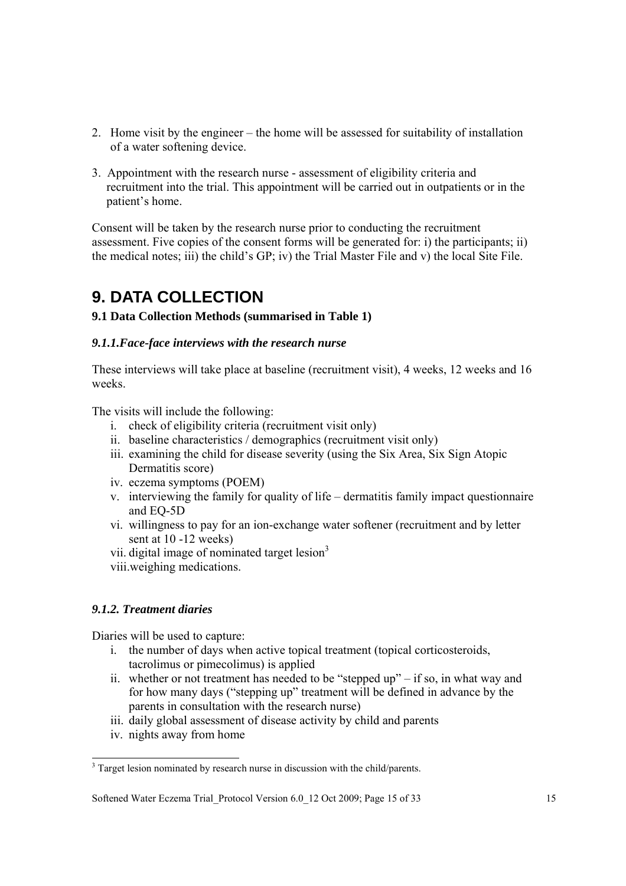2. Home visit by the engineer – the home will be assessed for suitability of installation of a water softening device.

3. Appointment with the research nurse - assessment of eligibility criteria and recruitment into the trial. This appointment will be carried out in outpatients or in the patient's home.

Consent will be taken by the research nurse prior to conducting the recruitment assessment. Five copies of the consent forms will be generated for: i) the participants; ii) the medical notes; iii) the child's GP; iv) the Trial Master File and v) the local Site File.

# 9. DATA COLLECTION

### 9.1 Data Collection Methods (summarised in Table 1)

#### *9.1.1.Face-face interviews with the research nurse*

These interviews will take place at baseline (recruitment visit), 4 weeks, 12 weeks and 16 weeks.

The visits will include the following:

i. check of eligibility criteria (recruitment visit only)
ii. baseline characteristics / demographics (recruitment visit only)
iii. examining the child for disease severity (using the Six Area, Six Sign Atopic Dermatitis score)
iv. eczema symptoms (POEM)
v. interviewing the family for quality of life – dermatitis family impact questionnaire and EQ-5D
vi. willingness to pay for an ion-exchange water softener (recruitment and by letter sent at 10 -12 weeks)
vii. digital image of nominated target lesion[3]
viii. weighing medications.

#### *9.1.2. Treatment diaries*

Diaries will be used to capture:

i. the number of days when active topical treatment (topical corticosteroids, tacrolimus or pimecolimus) is applied
ii. whether or not treatment has needed to be "stepped up" – if so, in what way and for how many days ("stepping up" treatment will be defined in advance by the parents in consultation with the research nurse)
iii. daily global assessment of disease activity by child and parents
iv. nights away from home

[3] Target lesion nominated by research nurse in discussion with the child/parents.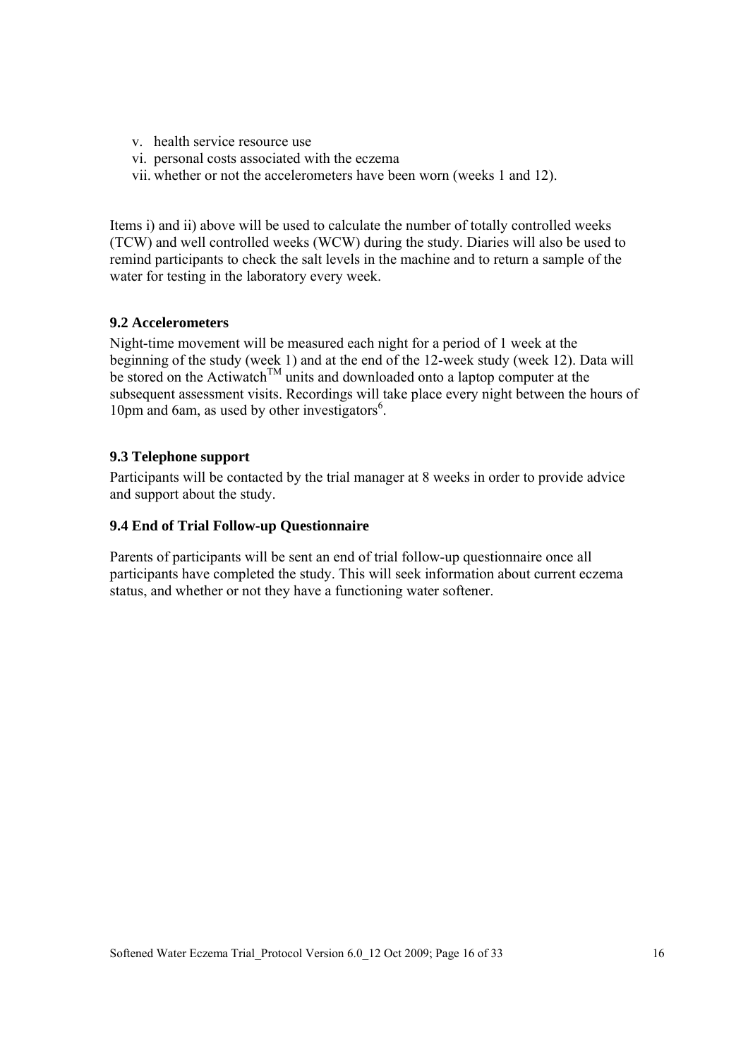v. health service resource use
vi. personal costs associated with the eczema
vii. whether or not the accelerometers have been worn (weeks 1 and 12).

Items i) and ii) above will be used to calculate the number of totally controlled weeks (TCW) and well controlled weeks (WCW) during the study. Diaries will also be used to remind participants to check the salt levels in the machine and to return a sample of the water for testing in the laboratory every week.

### 9.2 Accelerometers

Night-time movement will be measured each night for a period of 1 week at the beginning of the study (week 1) and at the end of the 12-week study (week 12). Data will be stored on the Actiwatch™ units and downloaded onto a laptop computer at the subsequent assessment visits. Recordings will take place every night between the hours of 10pm and 6am, as used by other investigators[6].

### 9.3 Telephone support

Participants will be contacted by the trial manager at 8 weeks in order to provide advice and support about the study.

### 9.4 End of Trial Follow-up Questionnaire

Parents of participants will be sent an end of trial follow-up questionnaire once all participants have completed the study. This will seek information about current eczema status, and whether or not they have a functioning water softener.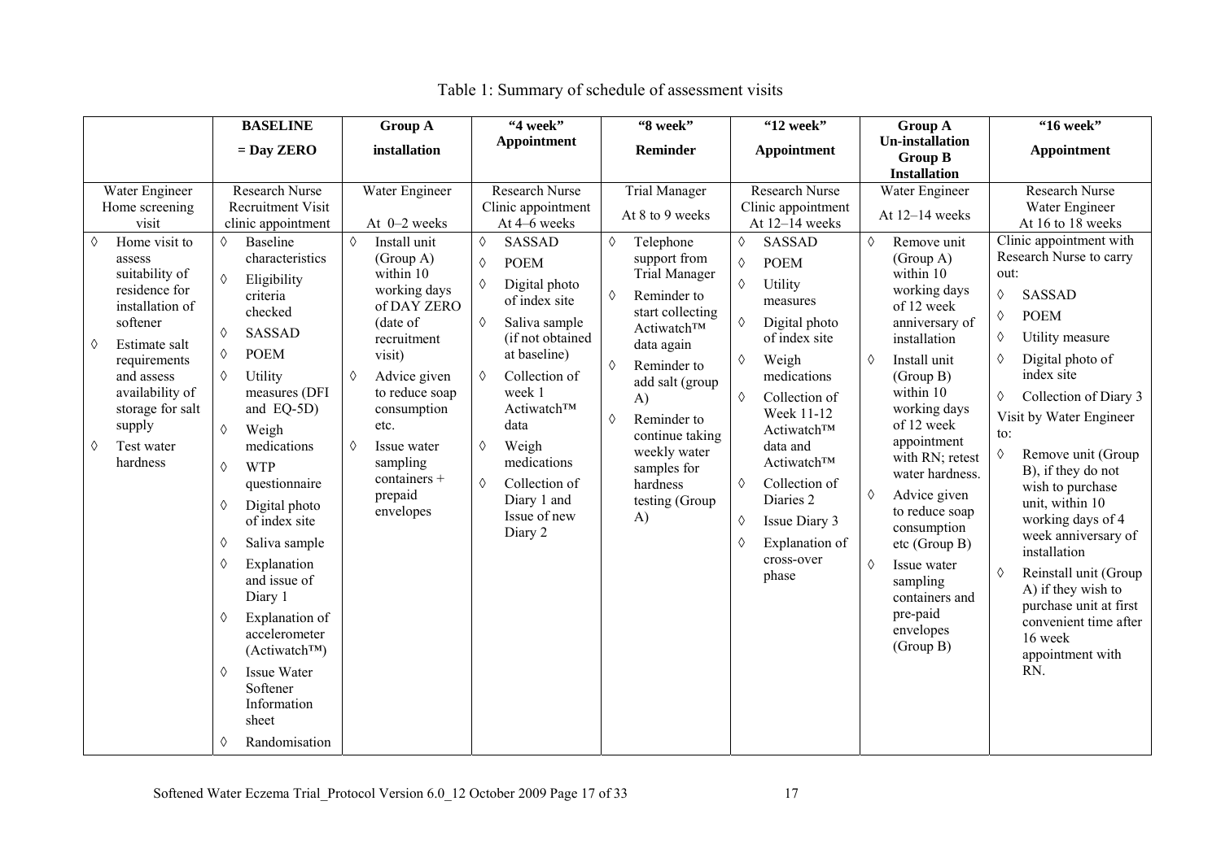Table 1: Summary of schedule of assessment visits

| | **BASELINE = Day ZERO** | **Group A installation** | **"4 week" Appointment** | **"8 week" Reminder** | **"12 week" Appointment** | **Group A Un-installation Group B Installation** | **"16 week" Appointment** |
|---|---|---|---|---|---|---|---|
| Water Engineer Home screening visit | Research Nurse Recruitment Visit clinic appointment | Water Engineer At 0–2 weeks | Research Nurse Clinic appointment At 4–6 weeks | Trial Manager At 8 to 9 weeks | Research Nurse Clinic appointment At 12–14 weeks | Water Engineer At 12–14 weeks | Research Nurse Water Engineer At 16 to 18 weeks |
| ◊ Home visit to assess suitability of residence for installation of softener<br>◊ Estimate salt requirements and assess availability of storage for salt supply<br>◊ Test water hardness | ◊ Baseline characteristics<br>◊ Eligibility criteria checked<br>◊ SASSAD<br>◊ POEM<br>◊ Utility measures (DFI and EQ-5D)<br>◊ Weigh medications<br>◊ WTP questionnaire<br>◊ Digital photo of index site<br>◊ Saliva sample<br>◊ Explanation and issue of Diary 1<br>◊ Explanation of accelerometer (Actiwatch™)<br>◊ Issue Water Softener Information sheet<br>◊ Randomisation | ◊ Install unit (Group A) within 10 working days of DAY ZERO (date of recruitment visit)<br>◊ Advice given to reduce soap consumption etc.<br>◊ Issue water sampling containers + prepaid envelopes | ◊ SASSAD<br>◊ POEM<br>◊ Digital photo of index site<br>◊ Saliva sample (if not obtained at baseline)<br>◊ Collection of week 1 Actiwatch™ data<br>◊ Weigh medications<br>◊ Collection of Diary 1 and Issue of new Diary 2 | ◊ Telephone support from Trial Manager<br>◊ Reminder to start collecting Actiwatch™ data again<br>◊ Reminder to add salt (group A)<br>◊ Reminder to continue taking weekly water samples for hardness testing (Group A) | ◊ SASSAD<br>◊ POEM<br>◊ Utility measures<br>◊ Digital photo of index site<br>◊ Weigh medications<br>◊ Collection of Week 11-12 Actiwatch™ data and Actiwatch™<br>◊ Collection of Diaries 2<br>◊ Issue Diary 3<br>◊ Explanation of cross-over phase | ◊ Remove unit (Group A) within 10 working days of 12 week anniversary of installation<br>◊ Install unit (Group B) within 10 working days of 12 week appointment with RN; retest water hardness.<br>◊ Advice given to reduce soap consumption etc (Group B)<br>◊ Issue water sampling containers and pre-paid envelopes (Group B) | Clinic appointment with Research Nurse to carry out:<br>◊ SASSAD<br>◊ POEM<br>◊ Utility measure<br>◊ Digital photo of index site<br>◊ Collection of Diary 3<br>Visit by Water Engineer to:<br>◊ Remove unit (Group B), if they do not wish to purchase unit, within 10 working days of 4 week anniversary of installation<br>◊ Reinstall unit (Group A) if they wish to purchase unit at first convenient time after 16 week appointment with RN. |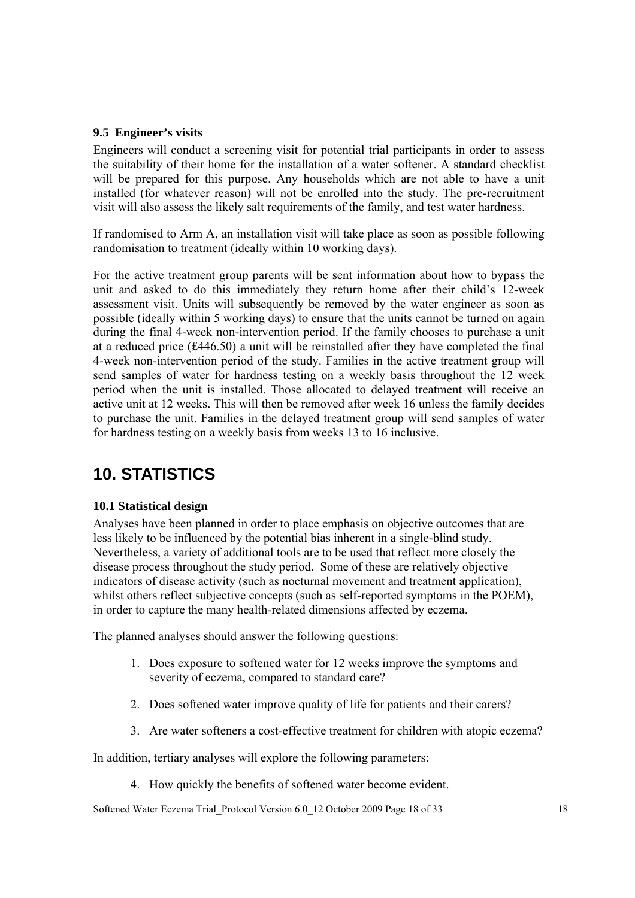### 9.5 Engineer's visits

Engineers will conduct a screening visit for potential trial participants in order to assess the suitability of their home for the installation of a water softener. A standard checklist will be prepared for this purpose. Any households which are not able to have a unit installed (for whatever reason) will not be enrolled into the study. The pre-recruitment visit will also assess the likely salt requirements of the family, and test water hardness.

If randomised to Arm A, an installation visit will take place as soon as possible following randomisation to treatment (ideally within 10 working days).

For the active treatment group parents will be sent information about how to bypass the unit and asked to do this immediately they return home after their child's 12-week assessment visit. Units will subsequently be removed by the water engineer as soon as possible (ideally within 5 working days) to ensure that the units cannot be turned on again during the final 4-week non-intervention period. If the family chooses to purchase a unit at a reduced price (£446.50) a unit will be reinstalled after they have completed the final 4-week non-intervention period of the study. Families in the active treatment group will send samples of water for hardness testing on a weekly basis throughout the 12 week period when the unit is installed. Those allocated to delayed treatment will receive an active unit at 12 weeks. This will then be removed after week 16 unless the family decides to purchase the unit. Families in the delayed treatment group will send samples of water for hardness testing on a weekly basis from weeks 13 to 16 inclusive.

# 10. STATISTICS

### 10.1 Statistical design

Analyses have been planned in order to place emphasis on objective outcomes that are less likely to be influenced by the potential bias inherent in a single-blind study. Nevertheless, a variety of additional tools are to be used that reflect more closely the disease process throughout the study period. Some of these are relatively objective indicators of disease activity (such as nocturnal movement and treatment application), whilst others reflect subjective concepts (such as self-reported symptoms in the POEM), in order to capture the many health-related dimensions affected by eczema.

The planned analyses should answer the following questions:

1. Does exposure to softened water for 12 weeks improve the symptoms and severity of eczema, compared to standard care?
2. Does softened water improve quality of life for patients and their carers?
3. Are water softeners a cost-effective treatment for children with atopic eczema?

In addition, tertiary analyses will explore the following parameters:

4. How quickly the benefits of softened water become evident.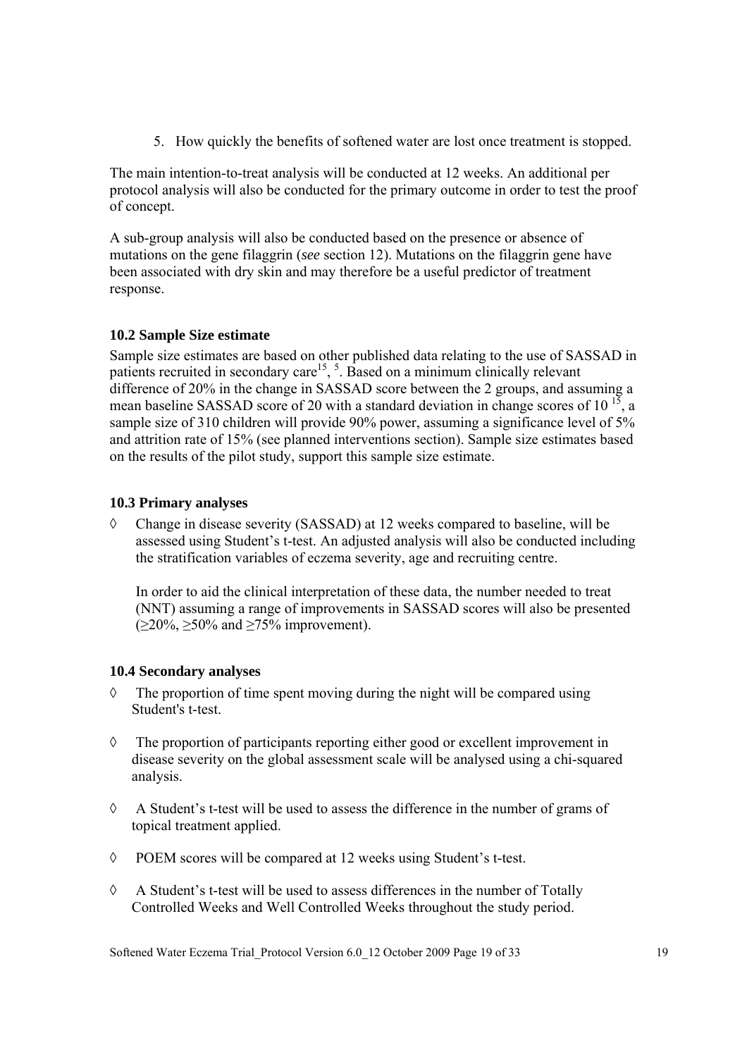5. How quickly the benefits of softened water are lost once treatment is stopped.

The main intention-to-treat analysis will be conducted at 12 weeks. An additional per protocol analysis will also be conducted for the primary outcome in order to test the proof of concept.

A sub-group analysis will also be conducted based on the presence or absence of mutations on the gene filaggrin (*see* section 12). Mutations on the filaggrin gene have been associated with dry skin and may therefore be a useful predictor of treatment response.

### 10.2 Sample Size estimate

Sample size estimates are based on other published data relating to the use of SASSAD in patients recruited in secondary care[15], [5]. Based on a minimum clinically relevant difference of 20% in the change in SASSAD score between the 2 groups, and assuming a mean baseline SASSAD score of 20 with a standard deviation in change scores of 10 [15], a sample size of 310 children will provide 90% power, assuming a significance level of 5% and attrition rate of 15% (see planned interventions section). Sample size estimates based on the results of the pilot study, support this sample size estimate.

### 10.3 Primary analyses

◊ Change in disease severity (SASSAD) at 12 weeks compared to baseline, will be assessed using Student's t-test. An adjusted analysis will also be conducted including the stratification variables of eczema severity, age and recruiting centre.

  In order to aid the clinical interpretation of these data, the number needed to treat (NNT) assuming a range of improvements in SASSAD scores will also be presented ($\geq$20%, $\geq$50% and $\geq$75% improvement).

### 10.4 Secondary analyses

◊ The proportion of time spent moving during the night will be compared using Student's t-test.

◊ The proportion of participants reporting either good or excellent improvement in disease severity on the global assessment scale will be analysed using a chi-squared analysis.

◊ A Student's t-test will be used to assess the difference in the number of grams of topical treatment applied.

◊ POEM scores will be compared at 12 weeks using Student's t-test.

◊ A Student's t-test will be used to assess differences in the number of Totally Controlled Weeks and Well Controlled Weeks throughout the study period.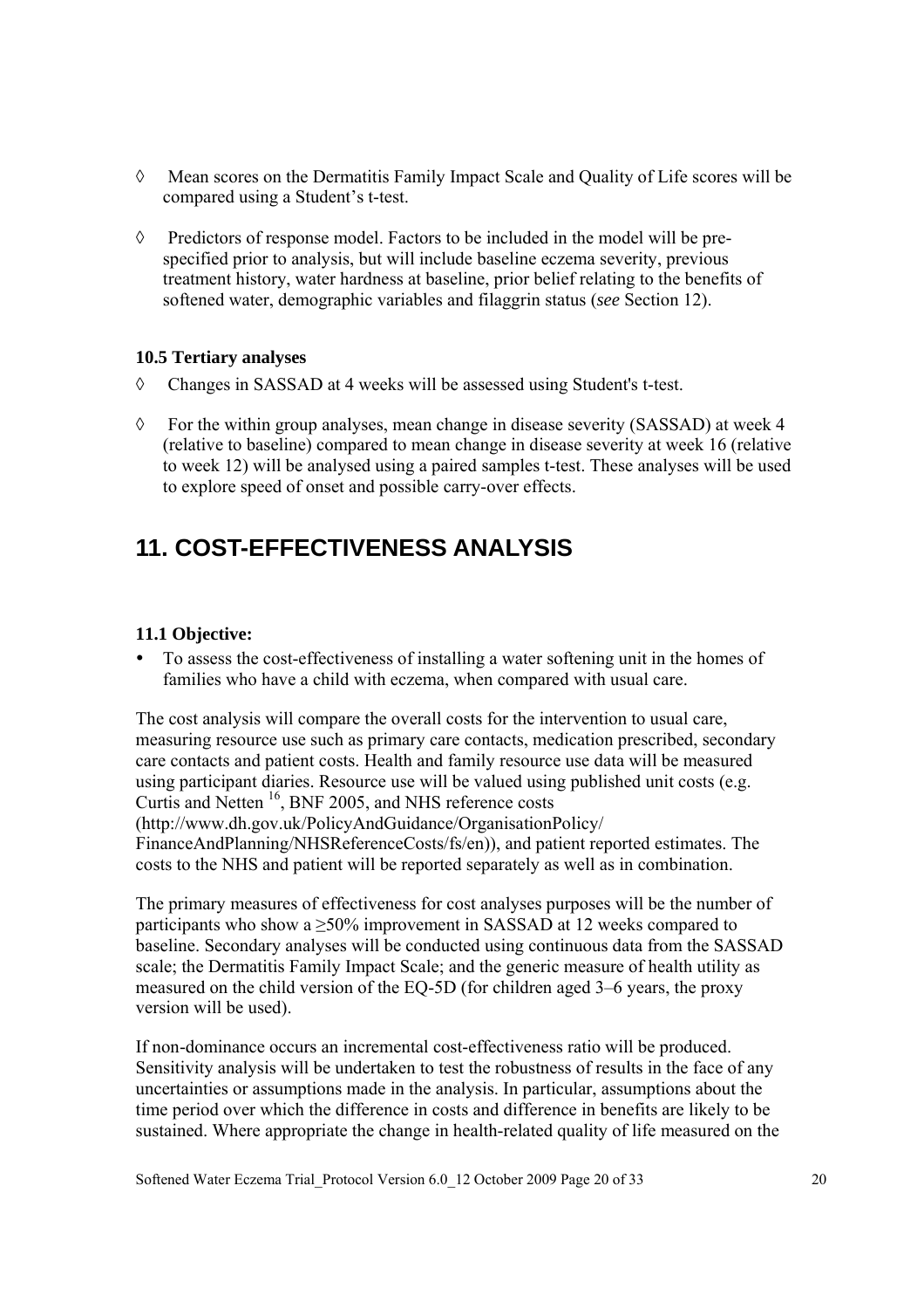- Mean scores on the Dermatitis Family Impact Scale and Quality of Life scores will be compared using a Student's t-test.

- Predictors of response model. Factors to be included in the model will be pre-specified prior to analysis, but will include baseline eczema severity, previous treatment history, water hardness at baseline, prior belief relating to the benefits of softened water, demographic variables and filaggrin status (*see* Section 12).

### 10.5 Tertiary analyses

- Changes in SASSAD at 4 weeks will be assessed using Student's t-test.

- For the within group analyses, mean change in disease severity (SASSAD) at week 4 (relative to baseline) compared to mean change in disease severity at week 16 (relative to week 12) will be analysed using a paired samples t-test. These analyses will be used to explore speed of onset and possible carry-over effects.

# 11. COST-EFFECTIVENESS ANALYSIS

### 11.1 Objective:

- To assess the cost-effectiveness of installing a water softening unit in the homes of families who have a child with eczema, when compared with usual care.

The cost analysis will compare the overall costs for the intervention to usual care, measuring resource use such as primary care contacts, medication prescribed, secondary care contacts and patient costs. Health and family resource use data will be measured using participant diaries. Resource use will be valued using published unit costs (e.g. Curtis and Netten [16], BNF 2005, and NHS reference costs (http://www.dh.gov.uk/PolicyAndGuidance/OrganisationPolicy/FinanceAndPlanning/NHSReferenceCosts/fs/en)), and patient reported estimates. The costs to the NHS and patient will be reported separately as well as in combination.

The primary measures of effectiveness for cost analyses purposes will be the number of participants who show a ≥50% improvement in SASSAD at 12 weeks compared to baseline. Secondary analyses will be conducted using continuous data from the SASSAD scale; the Dermatitis Family Impact Scale; and the generic measure of health utility as measured on the child version of the EQ-5D (for children aged 3–6 years, the proxy version will be used).

If non-dominance occurs an incremental cost-effectiveness ratio will be produced. Sensitivity analysis will be undertaken to test the robustness of results in the face of any uncertainties or assumptions made in the analysis. In particular, assumptions about the time period over which the difference in costs and difference in benefits are likely to be sustained. Where appropriate the change in health-related quality of life measured on the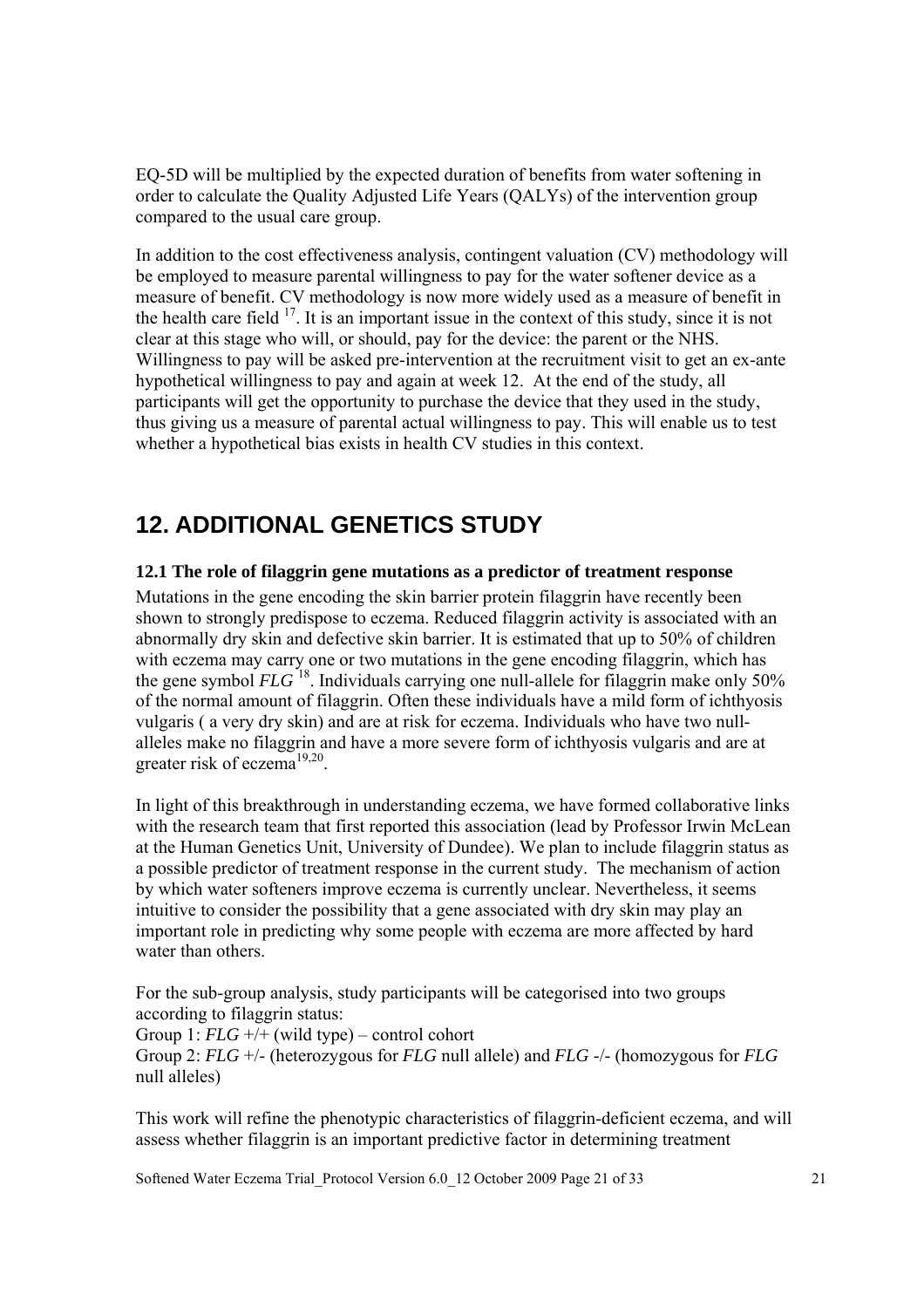EQ-5D will be multiplied by the expected duration of benefits from water softening in order to calculate the Quality Adjusted Life Years (QALYs) of the intervention group compared to the usual care group.

In addition to the cost effectiveness analysis, contingent valuation (CV) methodology will be employed to measure parental willingness to pay for the water softener device as a measure of benefit. CV methodology is now more widely used as a measure of benefit in the health care field [17]. It is an important issue in the context of this study, since it is not clear at this stage who will, or should, pay for the device: the parent or the NHS. Willingness to pay will be asked pre-intervention at the recruitment visit to get an ex-ante hypothetical willingness to pay and again at week 12. At the end of the study, all participants will get the opportunity to purchase the device that they used in the study, thus giving us a measure of parental actual willingness to pay. This will enable us to test whether a hypothetical bias exists in health CV studies in this context.

# 12. ADDITIONAL GENETICS STUDY

### 12.1 The role of filaggrin gene mutations as a predictor of treatment response

Mutations in the gene encoding the skin barrier protein filaggrin have recently been shown to strongly predispose to eczema. Reduced filaggrin activity is associated with an abnormally dry skin and defective skin barrier. It is estimated that up to 50% of children with eczema may carry one or two mutations in the gene encoding filaggrin, which has the gene symbol *FLG* [18]. Individuals carrying one null-allele for filaggrin make only 50% of the normal amount of filaggrin. Often these individuals have a mild form of ichthyosis vulgaris ( a very dry skin) and are at risk for eczema. Individuals who have two null-alleles make no filaggrin and have a more severe form of ichthyosis vulgaris and are at greater risk of eczema[19,20].

In light of this breakthrough in understanding eczema, we have formed collaborative links with the research team that first reported this association (lead by Professor Irwin McLean at the Human Genetics Unit, University of Dundee). We plan to include filaggrin status as a possible predictor of treatment response in the current study. The mechanism of action by which water softeners improve eczema is currently unclear. Nevertheless, it seems intuitive to consider the possibility that a gene associated with dry skin may play an important role in predicting why some people with eczema are more affected by hard water than others.

For the sub-group analysis, study participants will be categorised into two groups according to filaggrin status:  
Group 1: *FLG* +/+ (wild type) – control cohort  
Group 2: *FLG* +/- (heterozygous for *FLG* null allele) and *FLG* -/- (homozygous for *FLG* null alleles)

This work will refine the phenotypic characteristics of filaggrin-deficient eczema, and will assess whether filaggrin is an important predictive factor in determining treatment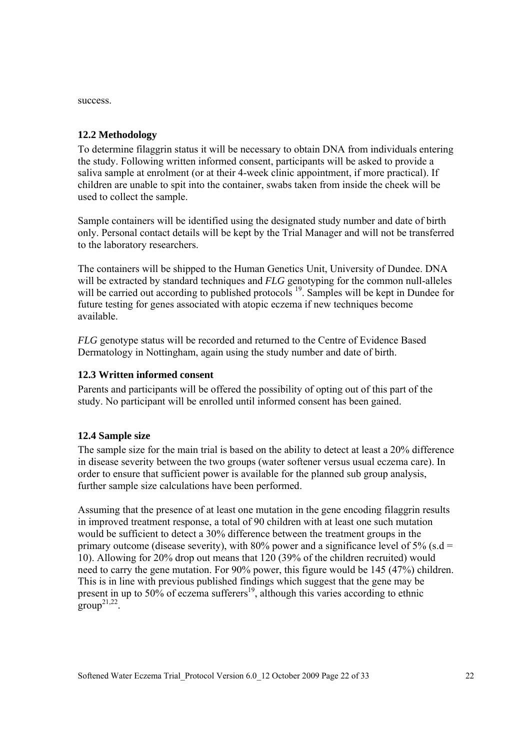success.

### 12.2 Methodology

To determine filaggrin status it will be necessary to obtain DNA from individuals entering the study. Following written informed consent, participants will be asked to provide a saliva sample at enrolment (or at their 4-week clinic appointment, if more practical). If children are unable to spit into the container, swabs taken from inside the cheek will be used to collect the sample.

Sample containers will be identified using the designated study number and date of birth only. Personal contact details will be kept by the Trial Manager and will not be transferred to the laboratory researchers.

The containers will be shipped to the Human Genetics Unit, University of Dundee. DNA will be extracted by standard techniques and *FLG* genotyping for the common null-alleles will be carried out according to published protocols [19]. Samples will be kept in Dundee for future testing for genes associated with atopic eczema if new techniques become available.

*FLG* genotype status will be recorded and returned to the Centre of Evidence Based Dermatology in Nottingham, again using the study number and date of birth.

### 12.3 Written informed consent

Parents and participants will be offered the possibility of opting out of this part of the study. No participant will be enrolled until informed consent has been gained.

### 12.4 Sample size

The sample size for the main trial is based on the ability to detect at least a 20% difference in disease severity between the two groups (water softener versus usual eczema care). In order to ensure that sufficient power is available for the planned sub group analysis, further sample size calculations have been performed.

Assuming that the presence of at least one mutation in the gene encoding filaggrin results in improved treatment response, a total of 90 children with at least one such mutation would be sufficient to detect a 30% difference between the treatment groups in the primary outcome (disease severity), with 80% power and a significance level of 5% (s.d = 10). Allowing for 20% drop out means that 120 (39% of the children recruited) would need to carry the gene mutation. For 90% power, this figure would be 145 (47%) children. This is in line with previous published findings which suggest that the gene may be present in up to 50% of eczema sufferers[19], although this varies according to ethnic group[21,22].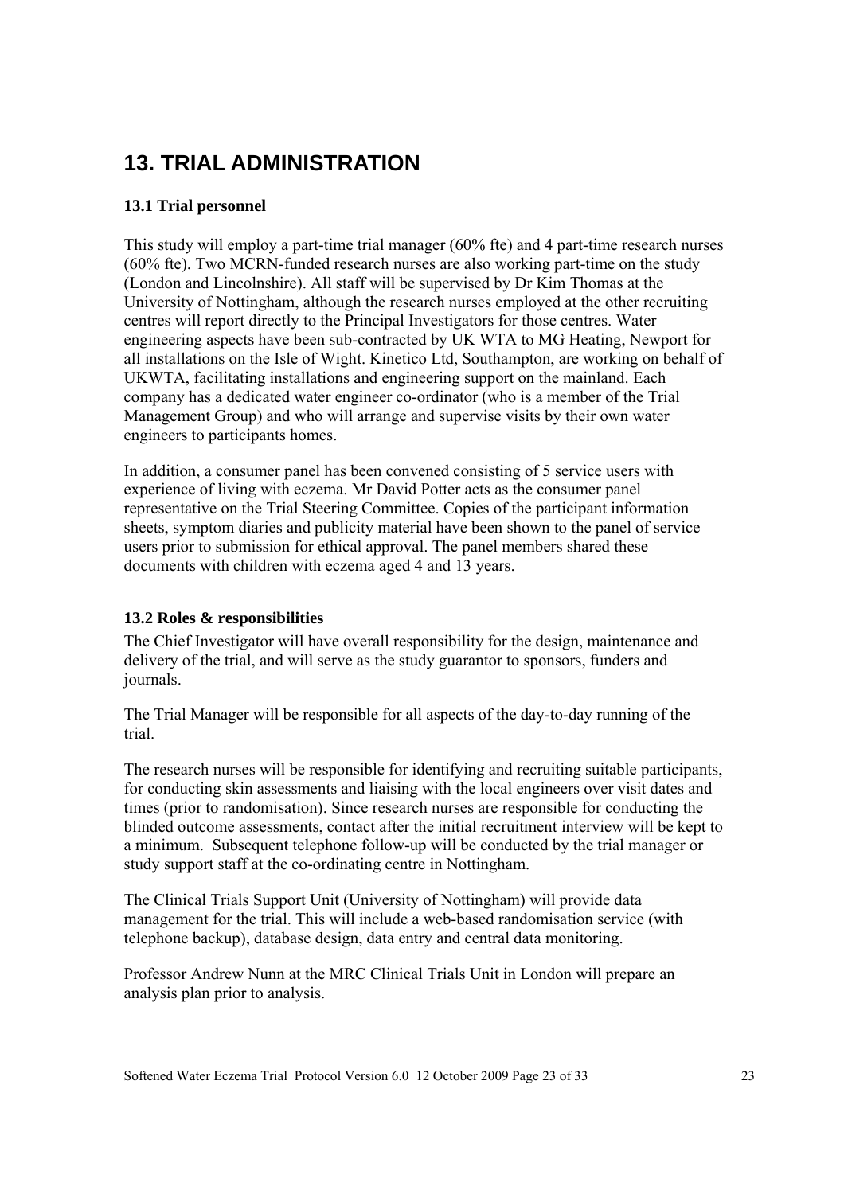# 13. TRIAL ADMINISTRATION

### 13.1 Trial personnel

This study will employ a part-time trial manager (60% fte) and 4 part-time research nurses (60% fte). Two MCRN-funded research nurses are also working part-time on the study (London and Lincolnshire). All staff will be supervised by Dr Kim Thomas at the University of Nottingham, although the research nurses employed at the other recruiting centres will report directly to the Principal Investigators for those centres. Water engineering aspects have been sub-contracted by UK WTA to MG Heating, Newport for all installations on the Isle of Wight. Kinetico Ltd, Southampton, are working on behalf of UKWTA, facilitating installations and engineering support on the mainland. Each company has a dedicated water engineer co-ordinator (who is a member of the Trial Management Group) and who will arrange and supervise visits by their own water engineers to participants homes.

In addition, a consumer panel has been convened consisting of 5 service users with experience of living with eczema. Mr David Potter acts as the consumer panel representative on the Trial Steering Committee. Copies of the participant information sheets, symptom diaries and publicity material have been shown to the panel of service users prior to submission for ethical approval. The panel members shared these documents with children with eczema aged 4 and 13 years.

### 13.2 Roles & responsibilities

The Chief Investigator will have overall responsibility for the design, maintenance and delivery of the trial, and will serve as the study guarantor to sponsors, funders and journals.

The Trial Manager will be responsible for all aspects of the day-to-day running of the trial.

The research nurses will be responsible for identifying and recruiting suitable participants, for conducting skin assessments and liaising with the local engineers over visit dates and times (prior to randomisation). Since research nurses are responsible for conducting the blinded outcome assessments, contact after the initial recruitment interview will be kept to a minimum. Subsequent telephone follow-up will be conducted by the trial manager or study support staff at the co-ordinating centre in Nottingham.

The Clinical Trials Support Unit (University of Nottingham) will provide data management for the trial. This will include a web-based randomisation service (with telephone backup), database design, data entry and central data monitoring.

Professor Andrew Nunn at the MRC Clinical Trials Unit in London will prepare an analysis plan prior to analysis.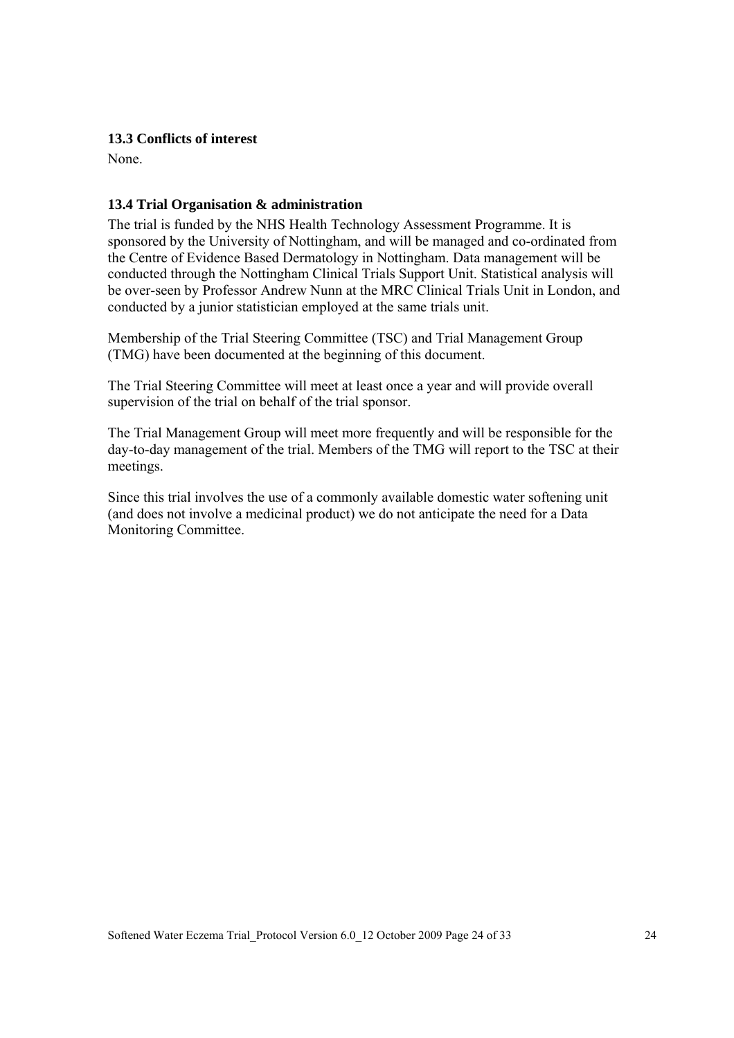### 13.3 Conflicts of interest

None.

### 13.4 Trial Organisation & administration

The trial is funded by the NHS Health Technology Assessment Programme. It is sponsored by the University of Nottingham, and will be managed and co-ordinated from the Centre of Evidence Based Dermatology in Nottingham. Data management will be conducted through the Nottingham Clinical Trials Support Unit. Statistical analysis will be over-seen by Professor Andrew Nunn at the MRC Clinical Trials Unit in London, and conducted by a junior statistician employed at the same trials unit.

Membership of the Trial Steering Committee (TSC) and Trial Management Group (TMG) have been documented at the beginning of this document.

The Trial Steering Committee will meet at least once a year and will provide overall supervision of the trial on behalf of the trial sponsor.

The Trial Management Group will meet more frequently and will be responsible for the day-to-day management of the trial. Members of the TMG will report to the TSC at their meetings.

Since this trial involves the use of a commonly available domestic water softening unit (and does not involve a medicinal product) we do not anticipate the need for a Data Monitoring Committee.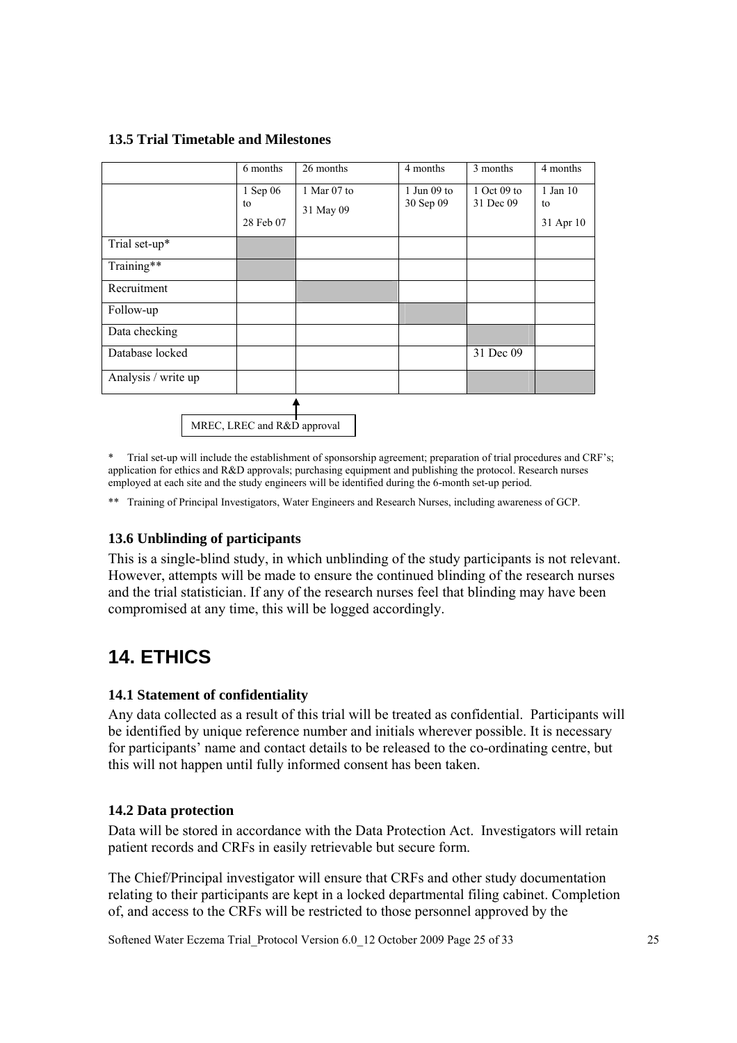### 13.5 Trial Timetable and Milestones

| | 6 months | 26 months | 4 months | 3 months | 4 months |
|---|---|---|---|---|---|
| | 1 Sep 06 to 28 Feb 07 | 1 Mar 07 to 31 May 09 | 1 Jun 09 to 30 Sep 09 | 1 Oct 09 to 31 Dec 09 | 1 Jan 10 to 31 Apr 10 |
| Trial set-up* | ■ | | | | |
| Training** | ■ | | | | |
| Recruitment | | ■ | | | |
| Follow-up | | | ■ | | |
| Data checking | | | | ■ | |
| Database locked | | | | 31 Dec 09 | |
| Analysis / write up | | | | ■ | ■ |

MREC, LREC and R&D approval

\* Trial set-up will include the establishment of sponsorship agreement; preparation of trial procedures and CRF's; application for ethics and R&D approvals; purchasing equipment and publishing the protocol. Research nurses employed at each site and the study engineers will be identified during the 6-month set-up period.

\*\* Training of Principal Investigators, Water Engineers and Research Nurses, including awareness of GCP.

### 13.6 Unblinding of participants

This is a single-blind study, in which unblinding of the study participants is not relevant. However, attempts will be made to ensure the continued blinding of the research nurses and the trial statistician. If any of the research nurses feel that blinding may have been compromised at any time, this will be logged accordingly.

# 14. ETHICS

### 14.1 Statement of confidentiality

Any data collected as a result of this trial will be treated as confidential. Participants will be identified by unique reference number and initials wherever possible. It is necessary for participants' name and contact details to be released to the co-ordinating centre, but this will not happen until fully informed consent has been taken.

### 14.2 Data protection

Data will be stored in accordance with the Data Protection Act. Investigators will retain patient records and CRFs in easily retrievable but secure form.

The Chief/Principal investigator will ensure that CRFs and other study documentation relating to their participants are kept in a locked departmental filing cabinet. Completion of, and access to the CRFs will be restricted to those personnel approved by the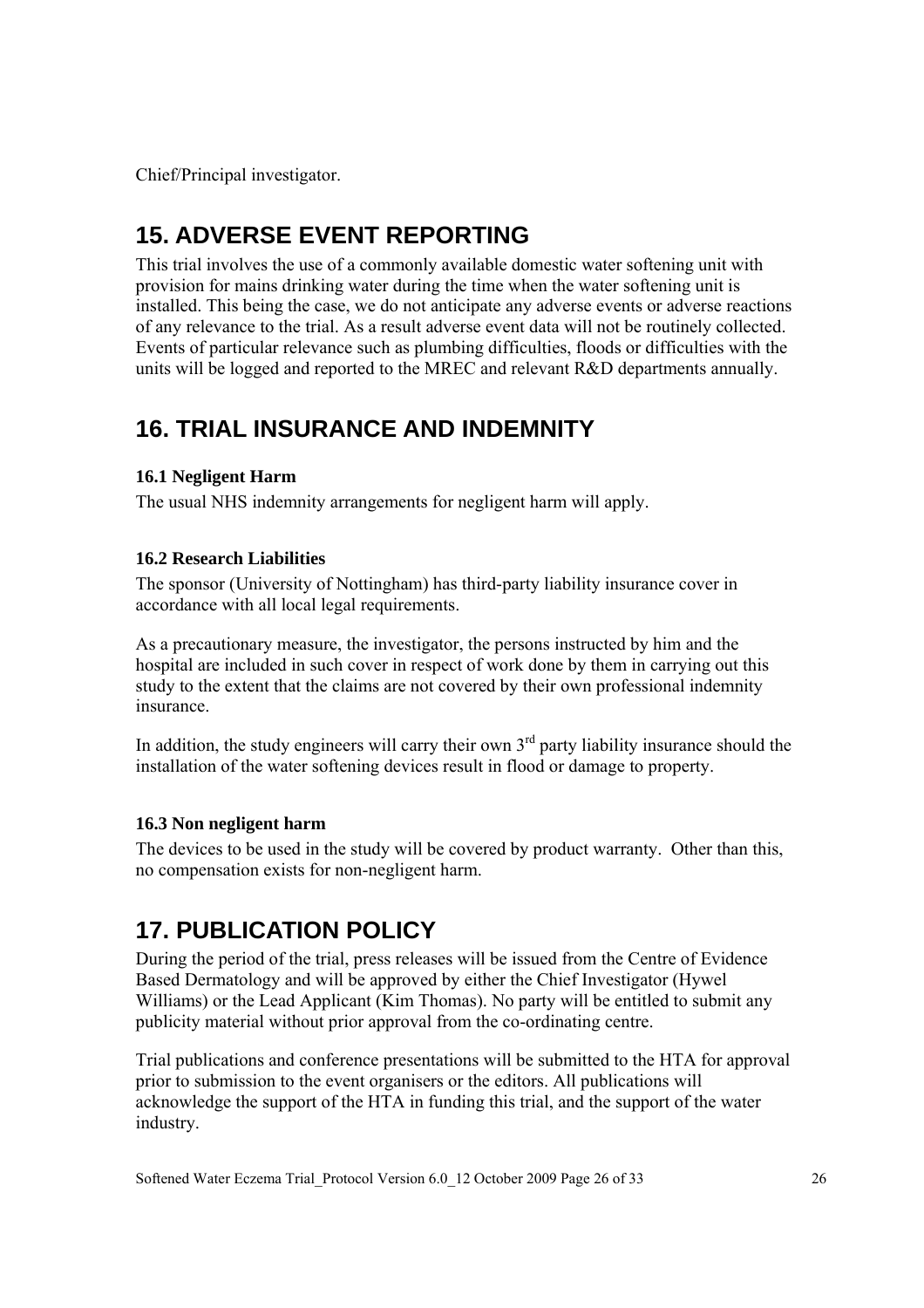Chief/Principal investigator.

# 15. ADVERSE EVENT REPORTING

This trial involves the use of a commonly available domestic water softening unit with provision for mains drinking water during the time when the water softening unit is installed. This being the case, we do not anticipate any adverse events or adverse reactions of any relevance to the trial. As a result adverse event data will not be routinely collected. Events of particular relevance such as plumbing difficulties, floods or difficulties with the units will be logged and reported to the MREC and relevant R&D departments annually.

# 16. TRIAL INSURANCE AND INDEMNITY

### 16.1 Negligent Harm

The usual NHS indemnity arrangements for negligent harm will apply.

### 16.2 Research Liabilities

The sponsor (University of Nottingham) has third-party liability insurance cover in accordance with all local legal requirements.

As a precautionary measure, the investigator, the persons instructed by him and the hospital are included in such cover in respect of work done by them in carrying out this study to the extent that the claims are not covered by their own professional indemnity insurance.

In addition, the study engineers will carry their own 3rd party liability insurance should the installation of the water softening devices result in flood or damage to property.

### 16.3 Non negligent harm

The devices to be used in the study will be covered by product warranty. Other than this, no compensation exists for non-negligent harm.

# 17. PUBLICATION POLICY

During the period of the trial, press releases will be issued from the Centre of Evidence Based Dermatology and will be approved by either the Chief Investigator (Hywel Williams) or the Lead Applicant (Kim Thomas). No party will be entitled to submit any publicity material without prior approval from the co-ordinating centre.

Trial publications and conference presentations will be submitted to the HTA for approval prior to submission to the event organisers or the editors. All publications will acknowledge the support of the HTA in funding this trial, and the support of the water industry.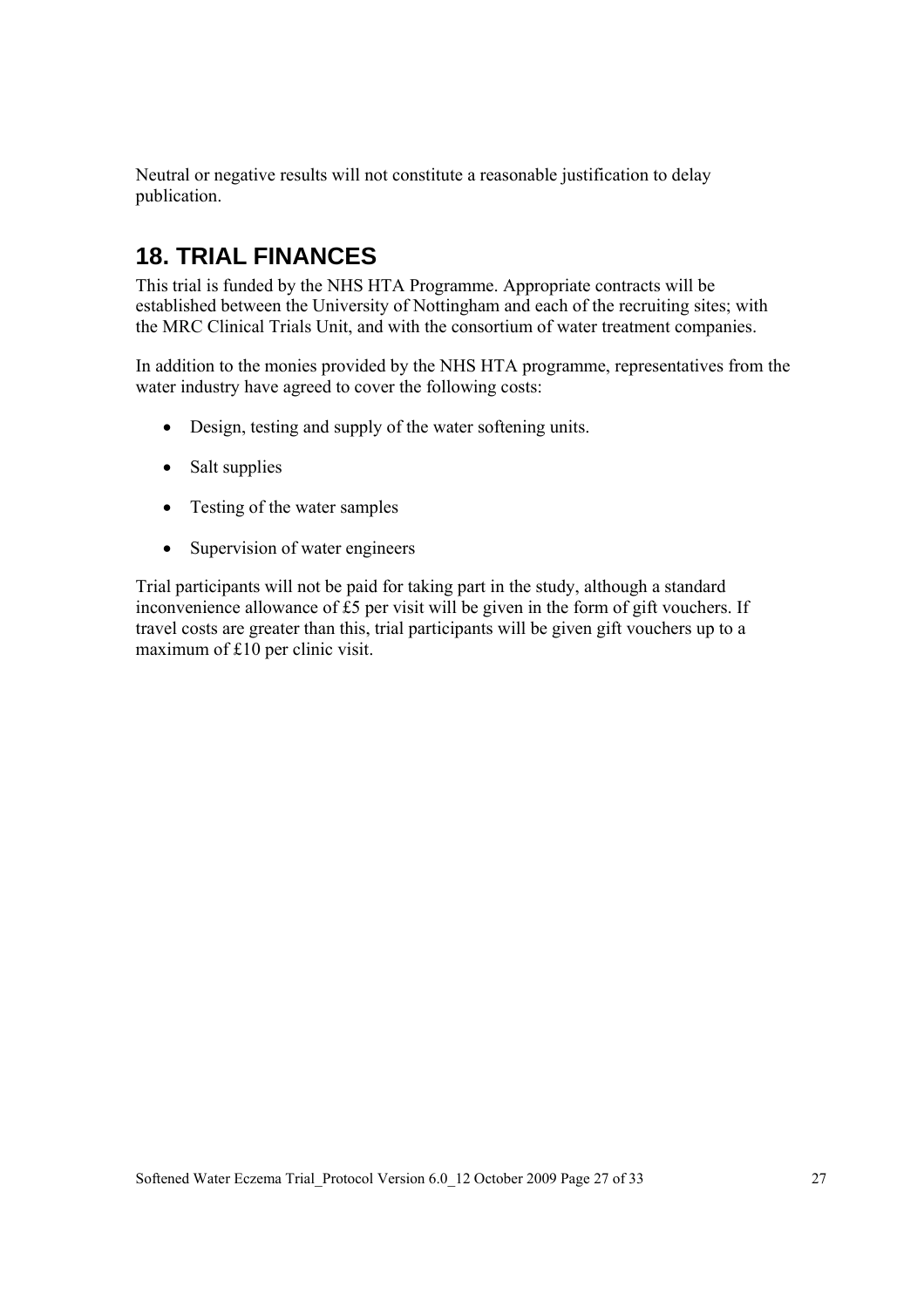Neutral or negative results will not constitute a reasonable justification to delay publication.

## 18. TRIAL FINANCES

This trial is funded by the NHS HTA Programme. Appropriate contracts will be established between the University of Nottingham and each of the recruiting sites; with the MRC Clinical Trials Unit, and with the consortium of water treatment companies.

In addition to the monies provided by the NHS HTA programme, representatives from the water industry have agreed to cover the following costs:

- Design, testing and supply of the water softening units.
- Salt supplies
- Testing of the water samples
- Supervision of water engineers

Trial participants will not be paid for taking part in the study, although a standard inconvenience allowance of £5 per visit will be given in the form of gift vouchers. If travel costs are greater than this, trial participants will be given gift vouchers up to a maximum of £10 per clinic visit.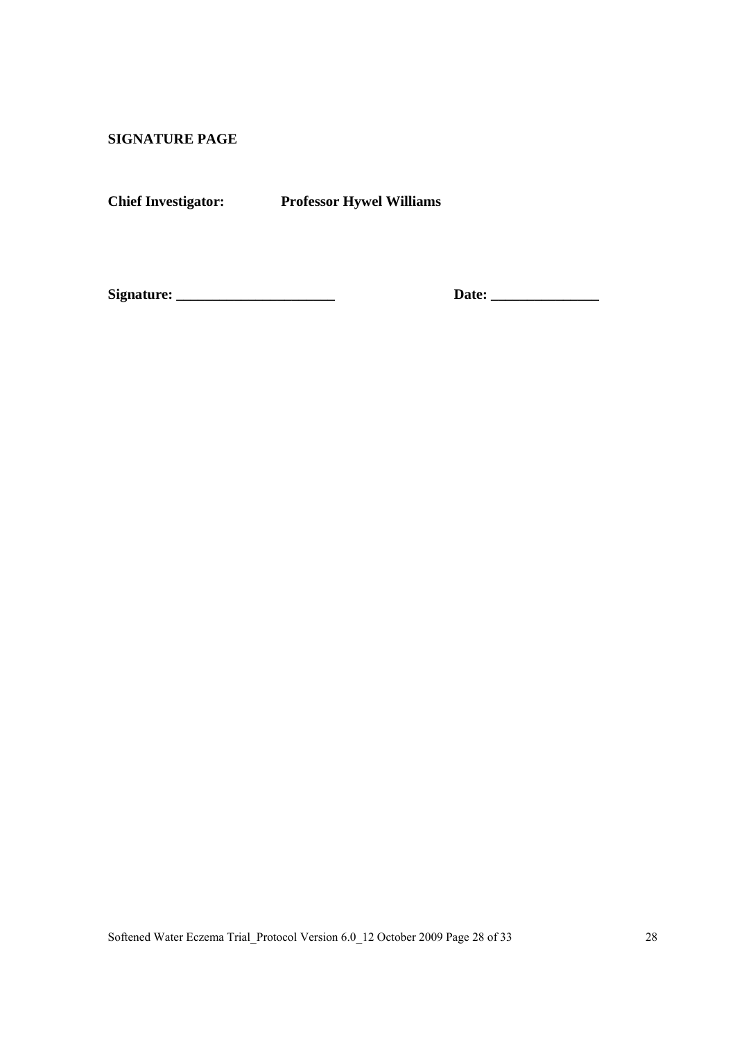**SIGNATURE PAGE**

**Chief Investigator:** **Professor Hywel Williams**

**Signature: ______________________** **Date: _______________**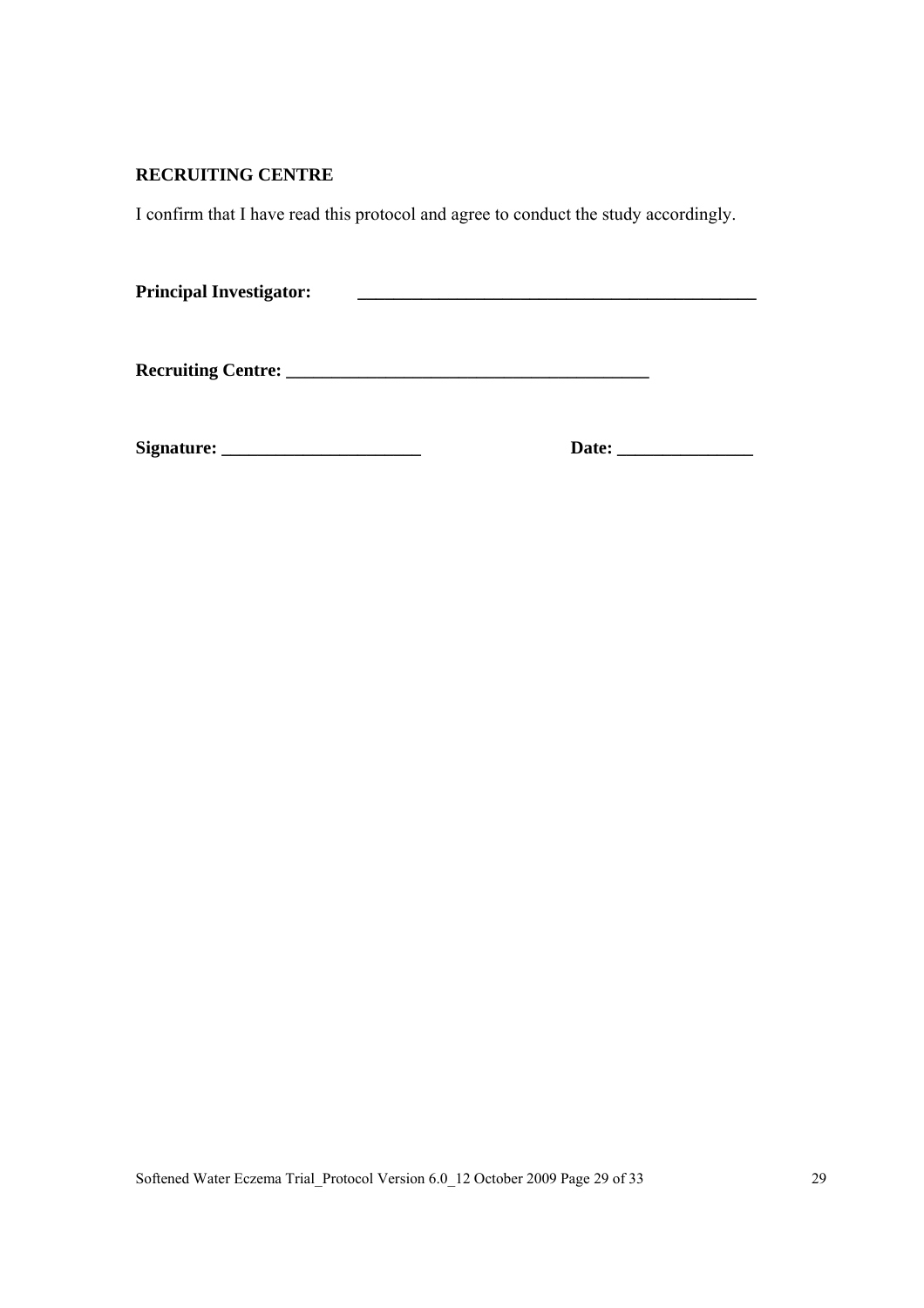**RECRUITING CENTRE**

I confirm that I have read this protocol and agree to conduct the study accordingly.

**Principal Investigator:** _____________________________________________

**Recruiting Centre:** _________________________________________

**Signature:** ______________________ **Date:** _______________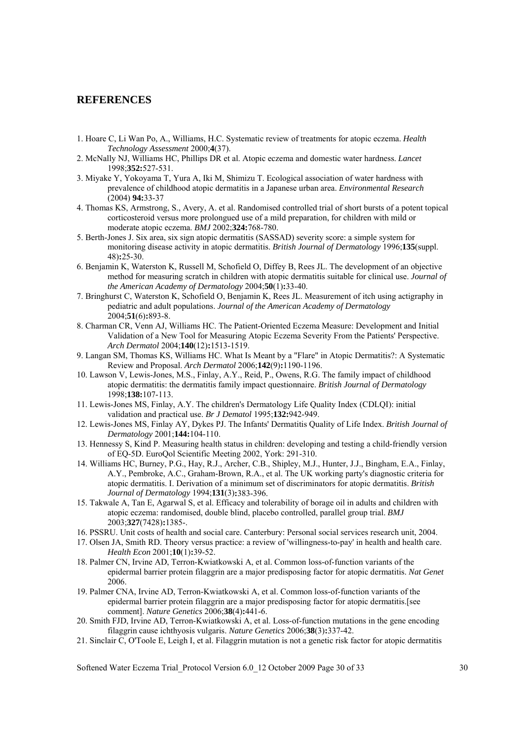## REFERENCES

1. Hoare C, Li Wan Po, A., Williams, H.C. Systematic review of treatments for atopic eczema. *Health Technology Assessment* 2000;**4**(37).
2. McNally NJ, Williams HC, Phillips DR et al. Atopic eczema and domestic water hardness. *Lancet* 1998;**352:**527-531.
3. Miyake Y, Yokoyama T, Yura A, Iki M, Shimizu T. Ecological association of water hardness with prevalence of childhood atopic dermatitis in a Japanese urban area. *Environmental Research* (2004) **94:**33-37
4. Thomas KS, Armstrong, S., Avery, A. et al. Randomised controlled trial of short bursts of a potent topical corticosteroid versus more prolongued use of a mild preparation, for children with mild or moderate atopic eczema. *BMJ* 2002;**324:**768-780.
5. Berth-Jones J. Six area, six sign atopic dermatitis (SASSAD) severity score: a simple system for monitoring disease activity in atopic dermatitis. *British Journal of Dermatology* 1996;**135**(suppl. 48)**:**25-30.
6. Benjamin K, Waterston K, Russell M, Schofield O, Diffey B, Rees JL. The development of an objective method for measuring scratch in children with atopic dermatitis suitable for clinical use. *Journal of the American Academy of Dermatology* 2004;**50**(1)**:**33-40.
7. Bringhurst C, Waterston K, Schofield O, Benjamin K, Rees JL. Measurement of itch using actigraphy in pediatric and adult populations. *Journal of the American Academy of Dermatology* 2004;**51**(6)**:**893-8.
8. Charman CR, Venn AJ, Williams HC. The Patient-Oriented Eczema Measure: Development and Initial Validation of a New Tool for Measuring Atopic Eczema Severity From the Patients' Perspective. *Arch Dermatol* 2004;**140**(12)**:**1513-1519.
9. Langan SM, Thomas KS, Williams HC. What Is Meant by a "Flare" in Atopic Dermatitis?: A Systematic Review and Proposal. *Arch Dermatol* 2006;**142**(9)**:**1190-1196.
10. Lawson V, Lewis-Jones, M.S., Finlay, A.Y., Reid, P., Owens, R.G. The family impact of childhood atopic dermatitis: the dermatitis family impact questionnaire. *British Journal of Dermatology* 1998;**138:**107-113.
11. Lewis-Jones MS, Finlay, A.Y. The children's Dermatology Life Quality Index (CDLQI): initial validation and practical use. *Br J Dematol* 1995;**132:**942-949.
12. Lewis-Jones MS, Finlay AY, Dykes PJ. The Infants' Dermatitis Quality of Life Index. *British Journal of Dermatology* 2001;**144:**104-110.
13. Hennessy S, Kind P. Measuring health status in children: developing and testing a child-friendly version of EQ-5D. EuroQol Scientific Meeting 2002, York: 291-310.
14. Williams HC, Burney, P.G., Hay, R.J., Archer, C.B., Shipley, M.J., Hunter, J.J., Bingham, E.A., Finlay, A.Y., Pembroke, A.C., Graham-Brown, R.A., et al. The UK working party's diagnostic criteria for atopic dermatitis. I. Derivation of a minimum set of discriminators for atopic dermatitis. *British Journal of Dermatology* 1994;**131**(3)**:**383-396.
15. Takwale A, Tan E, Agarwal S, et al. Efficacy and tolerability of borage oil in adults and children with atopic eczema: randomised, double blind, placebo controlled, parallel group trial. *BMJ* 2003;**327**(7428)**:**1385-.
16. PSSRU. Unit costs of health and social care. Canterbury: Personal social services research unit, 2004.
17. Olsen JA, Smith RD. Theory versus practice: a review of 'willingness-to-pay' in health and health care. *Health Econ* 2001;**10**(1)**:**39-52.
18. Palmer CN, Irvine AD, Terron-Kwiatkowski A, et al. Common loss-of-function variants of the epidermal barrier protein filaggrin are a major predisposing factor for atopic dermatitis. *Nat Genet* 2006.
19. Palmer CNA, Irvine AD, Terron-Kwiatkowski A, et al. Common loss-of-function variants of the epidermal barrier protein filaggrin are a major predisposing factor for atopic dermatitis.[see comment]. *Nature Genetics* 2006;**38**(4)**:**441-6.
20. Smith FJD, Irvine AD, Terron-Kwiatkowski A, et al. Loss-of-function mutations in the gene encoding filaggrin cause ichthyosis vulgaris. *Nature Genetics* 2006;**38**(3)**:**337-42.
21. Sinclair C, O'Toole E, Leigh I, et al. Filaggrin mutation is not a genetic risk factor for atopic dermatitis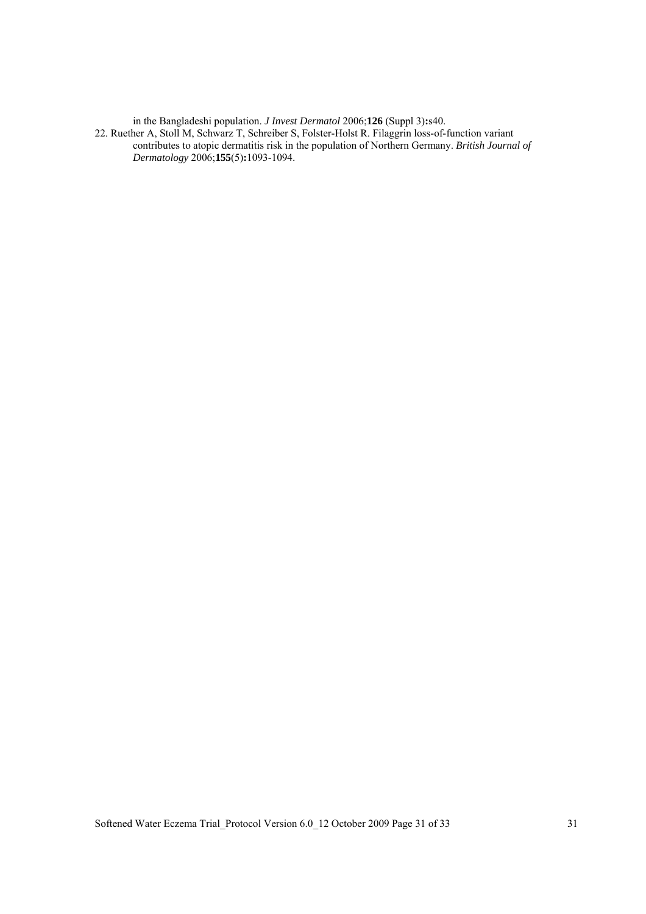in the Bangladeshi population. *J Invest Dermatol* 2006;**126** (Suppl 3)**:**s40.

22. Ruether A, Stoll M, Schwarz T, Schreiber S, Folster-Holst R. Filaggrin loss-of-function variant contributes to atopic dermatitis risk in the population of Northern Germany. *British Journal of Dermatology* 2006;**155**(5)**:**1093-1094.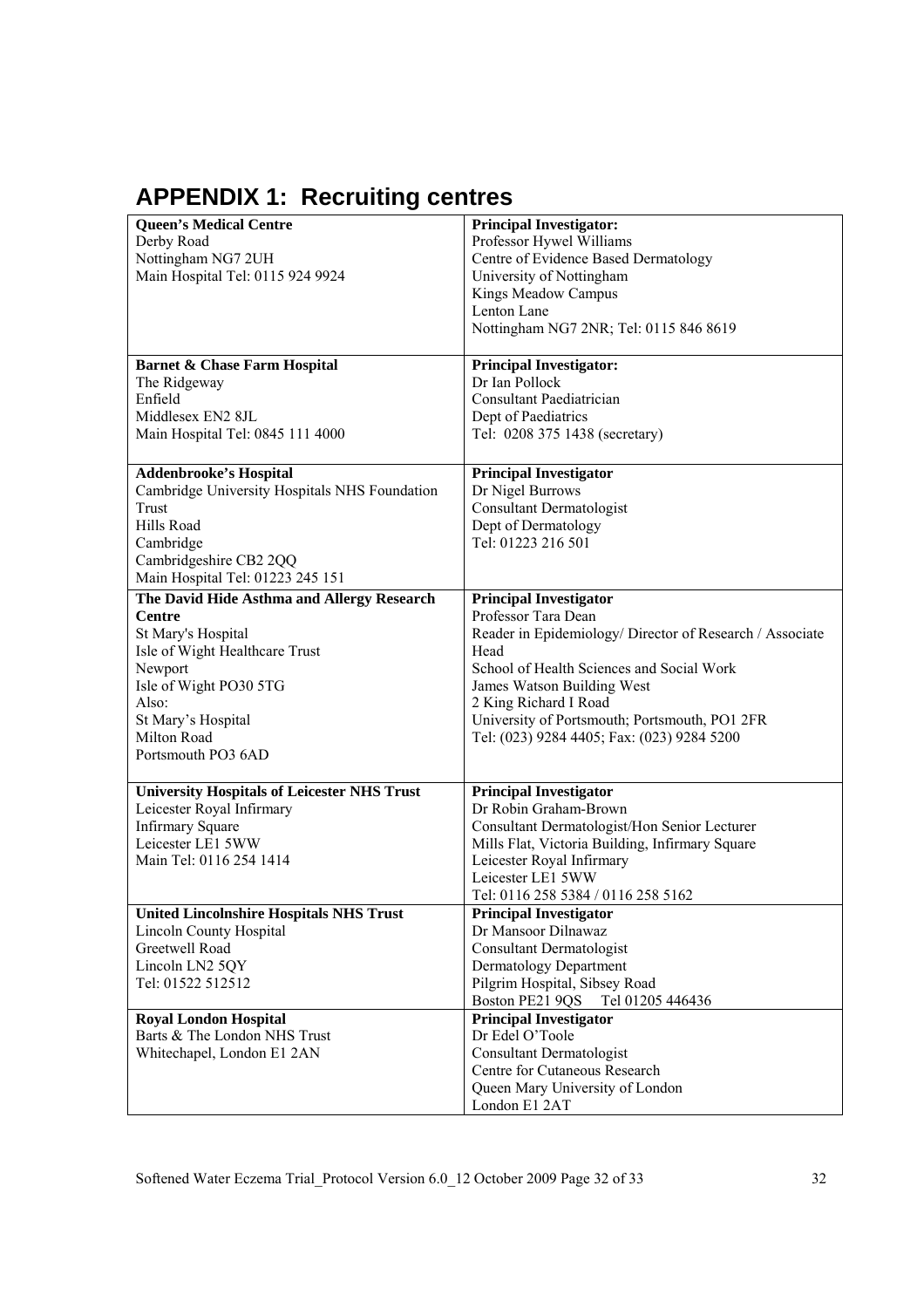# APPENDIX 1: Recruiting centres

| | |
|---|---|
| **Queen's Medical Centre**<br>Derby Road<br>Nottingham NG7 2UH<br>Main Hospital Tel: 0115 924 9924 | **Principal Investigator:**<br>Professor Hywel Williams<br>Centre of Evidence Based Dermatology<br>University of Nottingham<br>Kings Meadow Campus<br>Lenton Lane<br>Nottingham NG7 2NR; Tel: 0115 846 8619 |
| **Barnet & Chase Farm Hospital**<br>The Ridgeway<br>Enfield<br>Middlesex EN2 8JL<br>Main Hospital Tel: 0845 111 4000 | **Principal Investigator:**<br>Dr Ian Pollock<br>Consultant Paediatrician<br>Dept of Paediatrics<br>Tel: 0208 375 1438 (secretary) |
| **Addenbrooke's Hospital**<br>Cambridge University Hospitals NHS Foundation Trust<br>Hills Road<br>Cambridge<br>Cambridgeshire CB2 2QQ<br>Main Hospital Tel: 01223 245 151 | **Principal Investigator**<br>Dr Nigel Burrows<br>Consultant Dermatologist<br>Dept of Dermatology<br>Tel: 01223 216 501 |
| **The David Hide Asthma and Allergy Research Centre**<br>St Mary's Hospital<br>Isle of Wight Healthcare Trust<br>Newport<br>Isle of Wight PO30 5TG<br>Also:<br>St Mary's Hospital<br>Milton Road<br>Portsmouth PO3 6AD | **Principal Investigator**<br>Professor Tara Dean<br>Reader in Epidemiology/ Director of Research / Associate Head<br>School of Health Sciences and Social Work<br>James Watson Building West<br>2 King Richard I Road<br>University of Portsmouth; Portsmouth, PO1 2FR<br>Tel: (023) 9284 4405; Fax: (023) 9284 5200 |
| **University Hospitals of Leicester NHS Trust**<br>Leicester Royal Infirmary<br>Infirmary Square<br>Leicester LE1 5WW<br>Main Tel: 0116 254 1414 | **Principal Investigator**<br>Dr Robin Graham-Brown<br>Consultant Dermatologist/Hon Senior Lecturer<br>Mills Flat, Victoria Building, Infirmary Square<br>Leicester Royal Infirmary<br>Leicester LE1 5WW<br>Tel: 0116 258 5384 / 0116 258 5162 |
| **United Lincolnshire Hospitals NHS Trust**<br>Lincoln County Hospital<br>Greetwell Road<br>Lincoln LN2 5QY<br>Tel: 01522 512512 | **Principal Investigator**<br>Dr Mansoor Dilnawaz<br>Consultant Dermatologist<br>Dermatology Department<br>Pilgrim Hospital, Sibsey Road<br>Boston PE21 9QS Tel 01205 446436 |
| **Royal London Hospital**<br>Barts & The London NHS Trust<br>Whitechapel, London E1 2AN | **Principal Investigator**<br>Dr Edel O'Toole<br>Consultant Dermatologist<br>Centre for Cutaneous Research<br>Queen Mary University of London<br>London E1 2AT |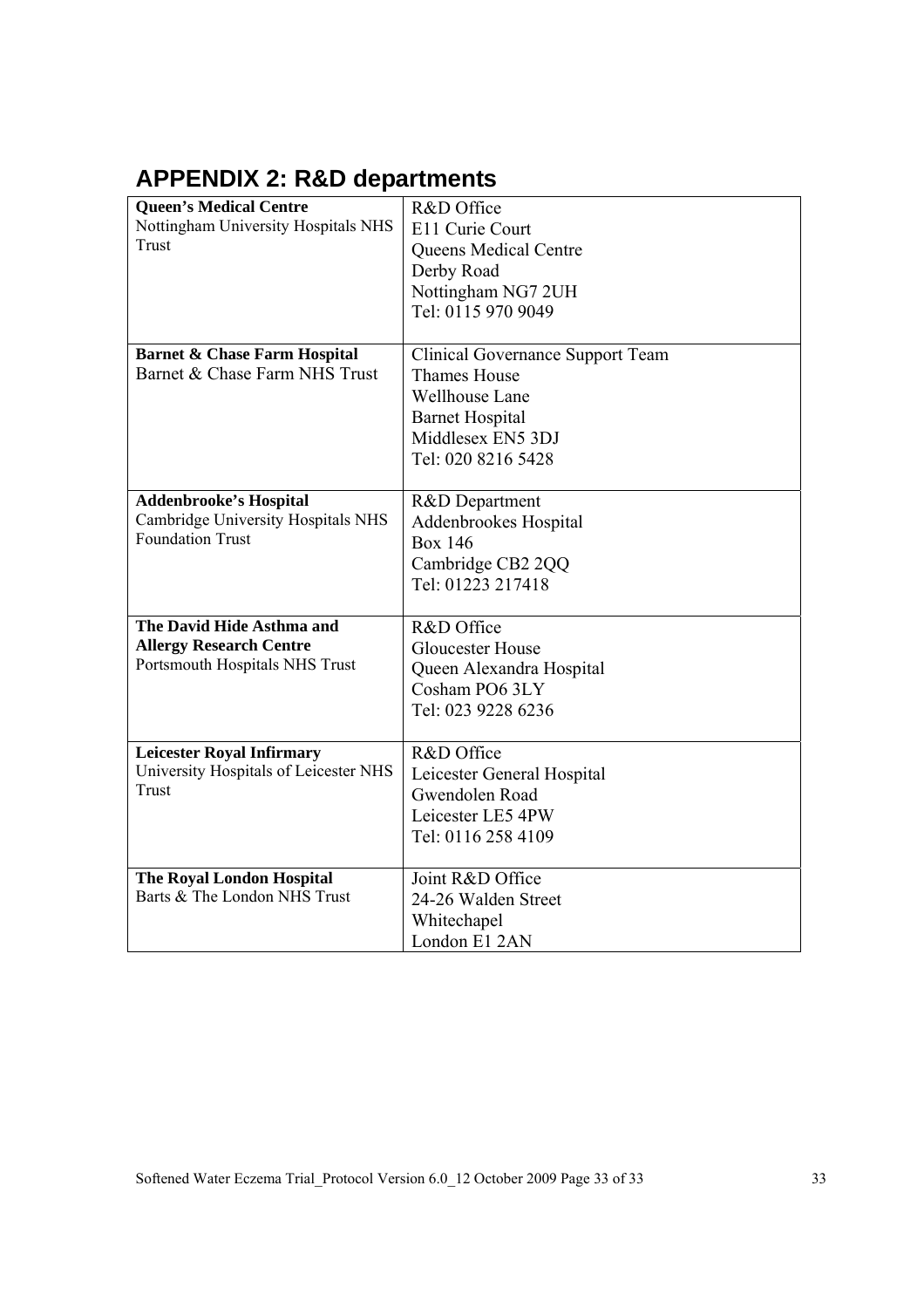## APPENDIX 2: R&D departments

| | |
|---|---|
| **Queen's Medical Centre**<br>Nottingham University Hospitals NHS Trust | R&D Office<br>E11 Curie Court<br>Queens Medical Centre<br>Derby Road<br>Nottingham NG7 2UH<br>Tel: 0115 970 9049 |
| **Barnet & Chase Farm Hospital**<br>Barnet & Chase Farm NHS Trust | Clinical Governance Support Team<br>Thames House<br>Wellhouse Lane<br>Barnet Hospital<br>Middlesex EN5 3DJ<br>Tel: 020 8216 5428 |
| **Addenbrooke's Hospital**<br>Cambridge University Hospitals NHS Foundation Trust | R&D Department<br>Addenbrookes Hospital<br>Box 146<br>Cambridge CB2 2QQ<br>Tel: 01223 217418 |
| **The David Hide Asthma and Allergy Research Centre**<br>Portsmouth Hospitals NHS Trust | R&D Office<br>Gloucester House<br>Queen Alexandra Hospital<br>Cosham PO6 3LY<br>Tel: 023 9228 6236 |
| **Leicester Royal Infirmary**<br>University Hospitals of Leicester NHS Trust | R&D Office<br>Leicester General Hospital<br>Gwendolen Road<br>Leicester LE5 4PW<br>Tel: 0116 258 4109 |
| **The Royal London Hospital**<br>Barts & The London NHS Trust | Joint R&D Office<br>24-26 Walden Street<br>Whitechapel<br>London E1 2AN |